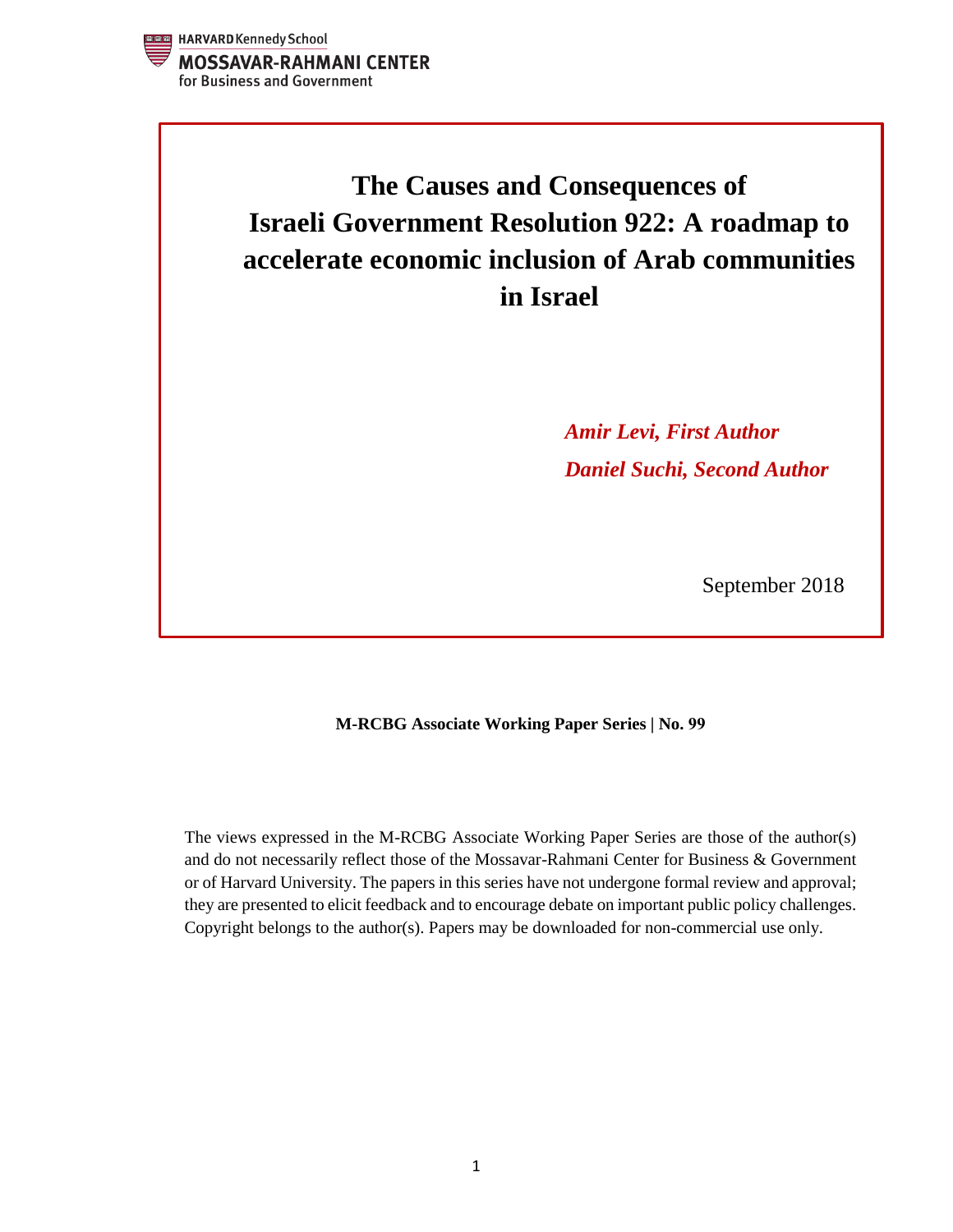HARVARD Kennedy School
MOSSAVAR-RAHMANI CENTER
for Business and Government

# The Causes and Consequences of Israeli Government Resolution 922: A roadmap to accelerate economic inclusion of Arab communities in Israel

***Amir Levi, First Author***
***Daniel Suchi, Second Author***

September 2018

**M-RCBG Associate Working Paper Series | No. 99**

The views expressed in the M-RCBG Associate Working Paper Series are those of the author(s) and do not necessarily reflect those of the Mossavar-Rahmani Center for Business & Government or of Harvard University. The papers in this series have not undergone formal review and approval; they are presented to elicit feedback and to encourage debate on important public policy challenges. Copyright belongs to the author(s). Papers may be downloaded for non-commercial use only.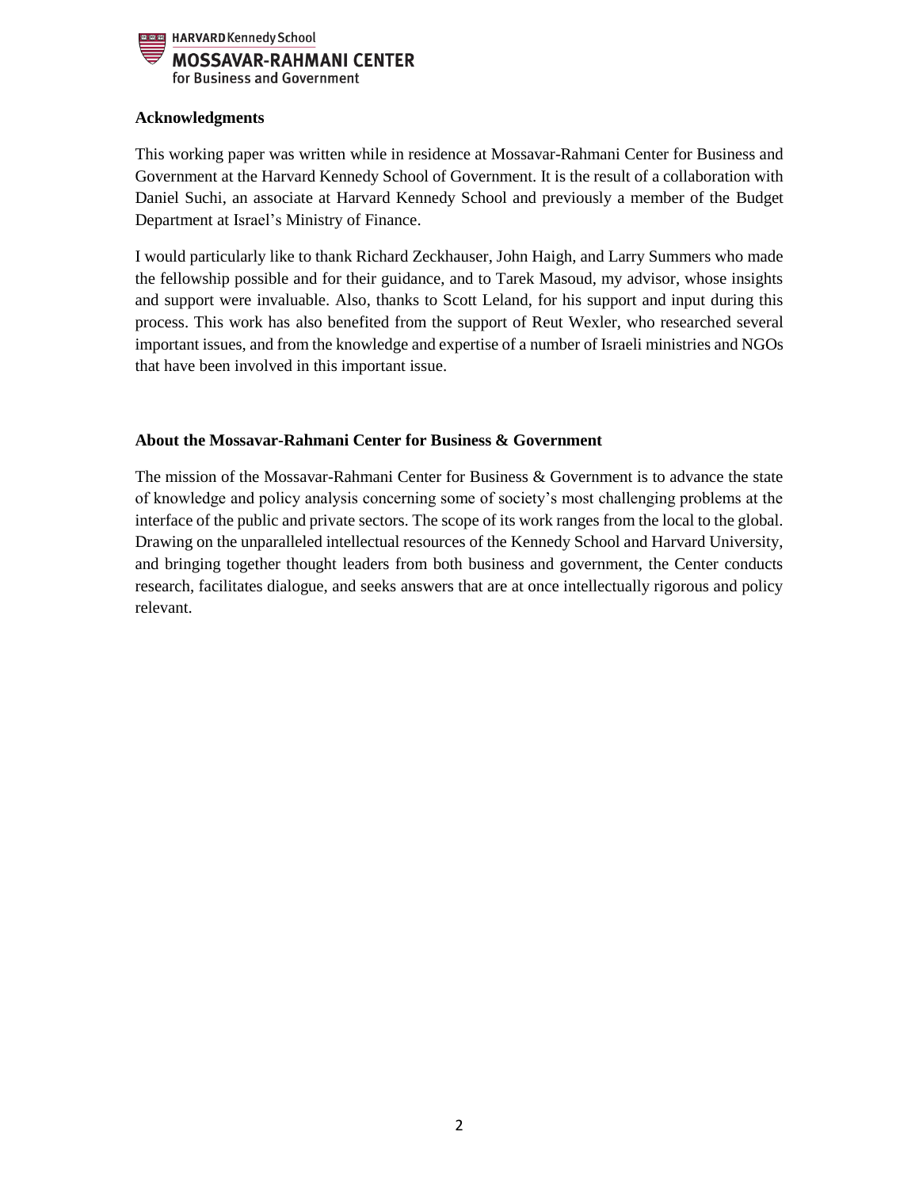## Acknowledgments

This working paper was written while in residence at Mossavar-Rahmani Center for Business and Government at the Harvard Kennedy School of Government. It is the result of a collaboration with Daniel Suchi, an associate at Harvard Kennedy School and previously a member of the Budget Department at Israel's Ministry of Finance.

I would particularly like to thank Richard Zeckhauser, John Haigh, and Larry Summers who made the fellowship possible and for their guidance, and to Tarek Masoud, my advisor, whose insights and support were invaluable. Also, thanks to Scott Leland, for his support and input during this process. This work has also benefited from the support of Reut Wexler, who researched several important issues, and from the knowledge and expertise of a number of Israeli ministries and NGOs that have been involved in this important issue.

## About the Mossavar-Rahmani Center for Business & Government

The mission of the Mossavar-Rahmani Center for Business & Government is to advance the state of knowledge and policy analysis concerning some of society's most challenging problems at the interface of the public and private sectors. The scope of its work ranges from the local to the global. Drawing on the unparalleled intellectual resources of the Kennedy School and Harvard University, and bringing together thought leaders from both business and government, the Center conducts research, facilitates dialogue, and seeks answers that are at once intellectually rigorous and policy relevant.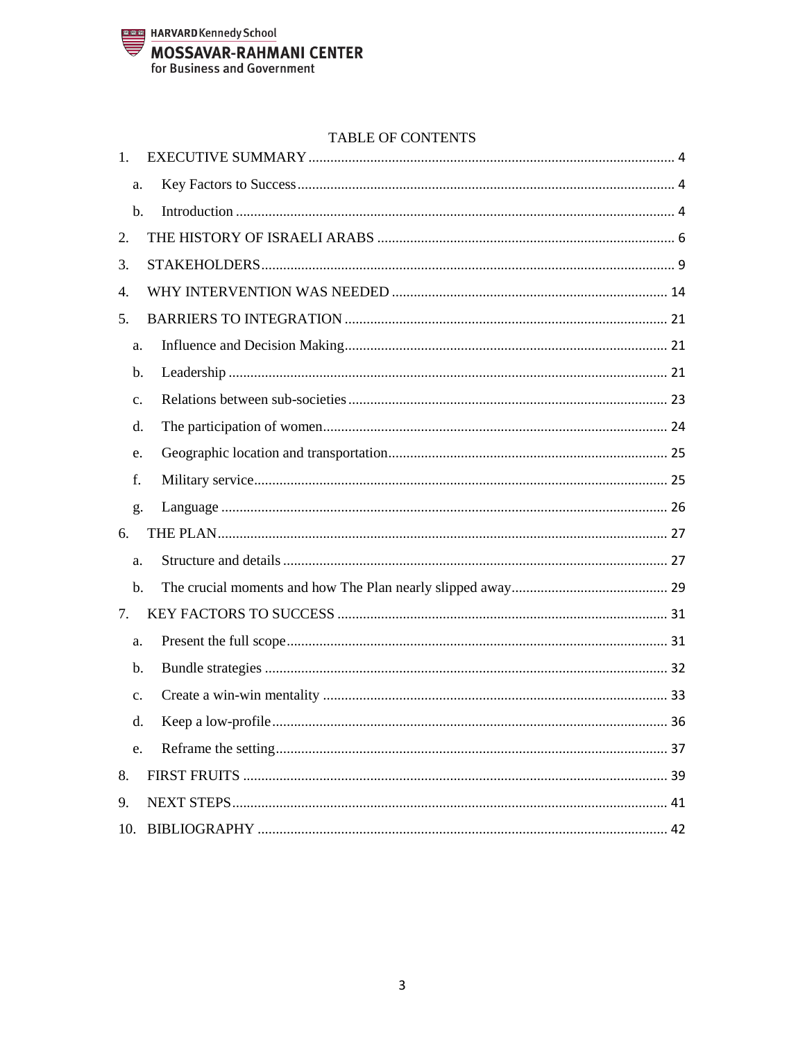# TABLE OF CONTENTS

1. EXECUTIVE SUMMARY .......... 4
   a. Key Factors to Success .......... 4
   b. Introduction .......... 4
2. THE HISTORY OF ISRAELI ARABS .......... 6
3. STAKEHOLDERS .......... 9
4. WHY INTERVENTION WAS NEEDED .......... 14
5. BARRIERS TO INTEGRATION .......... 21
   a. Influence and Decision Making .......... 21
   b. Leadership .......... 21
   c. Relations between sub-societies .......... 23
   d. The participation of women .......... 24
   e. Geographic location and transportation .......... 25
   f. Military service .......... 25
   g. Language .......... 26
6. THE PLAN .......... 27
   a. Structure and details .......... 27
   b. The crucial moments and how The Plan nearly slipped away .......... 29
7. KEY FACTORS TO SUCCESS .......... 31
   a. Present the full scope .......... 31
   b. Bundle strategies .......... 32
   c. Create a win-win mentality .......... 33
   d. Keep a low-profile .......... 36
   e. Reframe the setting .......... 37
8. FIRST FRUITS .......... 39
9. NEXT STEPS .......... 41
10. BIBLIOGRAPHY .......... 42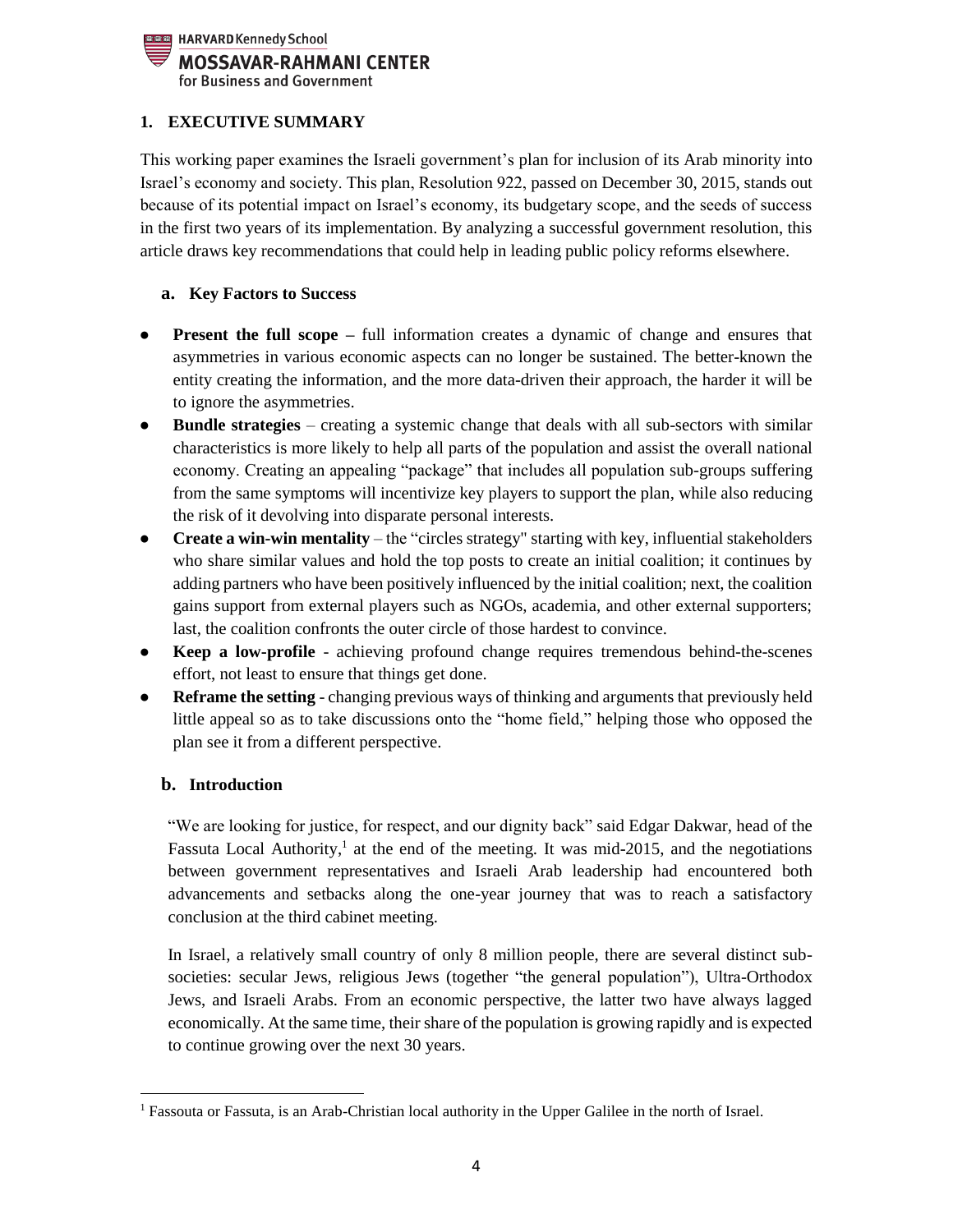## 1. EXECUTIVE SUMMARY

This working paper examines the Israeli government's plan for inclusion of its Arab minority into Israel's economy and society. This plan, Resolution 922, passed on December 30, 2015, stands out because of its potential impact on Israel's economy, its budgetary scope, and the seeds of success in the first two years of its implementation. By analyzing a successful government resolution, this article draws key recommendations that could help in leading public policy reforms elsewhere.

### a. Key Factors to Success

- **Present the full scope –** full information creates a dynamic of change and ensures that asymmetries in various economic aspects can no longer be sustained. The better-known the entity creating the information, and the more data-driven their approach, the harder it will be to ignore the asymmetries.
- **Bundle strategies** – creating a systemic change that deals with all sub-sectors with similar characteristics is more likely to help all parts of the population and assist the overall national economy. Creating an appealing "package" that includes all population sub-groups suffering from the same symptoms will incentivize key players to support the plan, while also reducing the risk of it devolving into disparate personal interests.
- **Create a win-win mentality** – the "circles strategy" starting with key, influential stakeholders who share similar values and hold the top posts to create an initial coalition; it continues by adding partners who have been positively influenced by the initial coalition; next, the coalition gains support from external players such as NGOs, academia, and other external supporters; last, the coalition confronts the outer circle of those hardest to convince.
- **Keep a low-profile** - achieving profound change requires tremendous behind-the-scenes effort, not least to ensure that things get done.
- **Reframe the setting** - changing previous ways of thinking and arguments that previously held little appeal so as to take discussions onto the "home field," helping those who opposed the plan see it from a different perspective.

### b. Introduction

"We are looking for justice, for respect, and our dignity back" said Edgar Dakwar, head of the Fassuta Local Authority,[1] at the end of the meeting. It was mid-2015, and the negotiations between government representatives and Israeli Arab leadership had encountered both advancements and setbacks along the one-year journey that was to reach a satisfactory conclusion at the third cabinet meeting.

In Israel, a relatively small country of only 8 million people, there are several distinct sub-societies: secular Jews, religious Jews (together "the general population"), Ultra-Orthodox Jews, and Israeli Arabs. From an economic perspective, the latter two have always lagged economically. At the same time, their share of the population is growing rapidly and is expected to continue growing over the next 30 years.

[1] Fassouta or Fassuta, is an Arab-Christian local authority in the Upper Galilee in the north of Israel.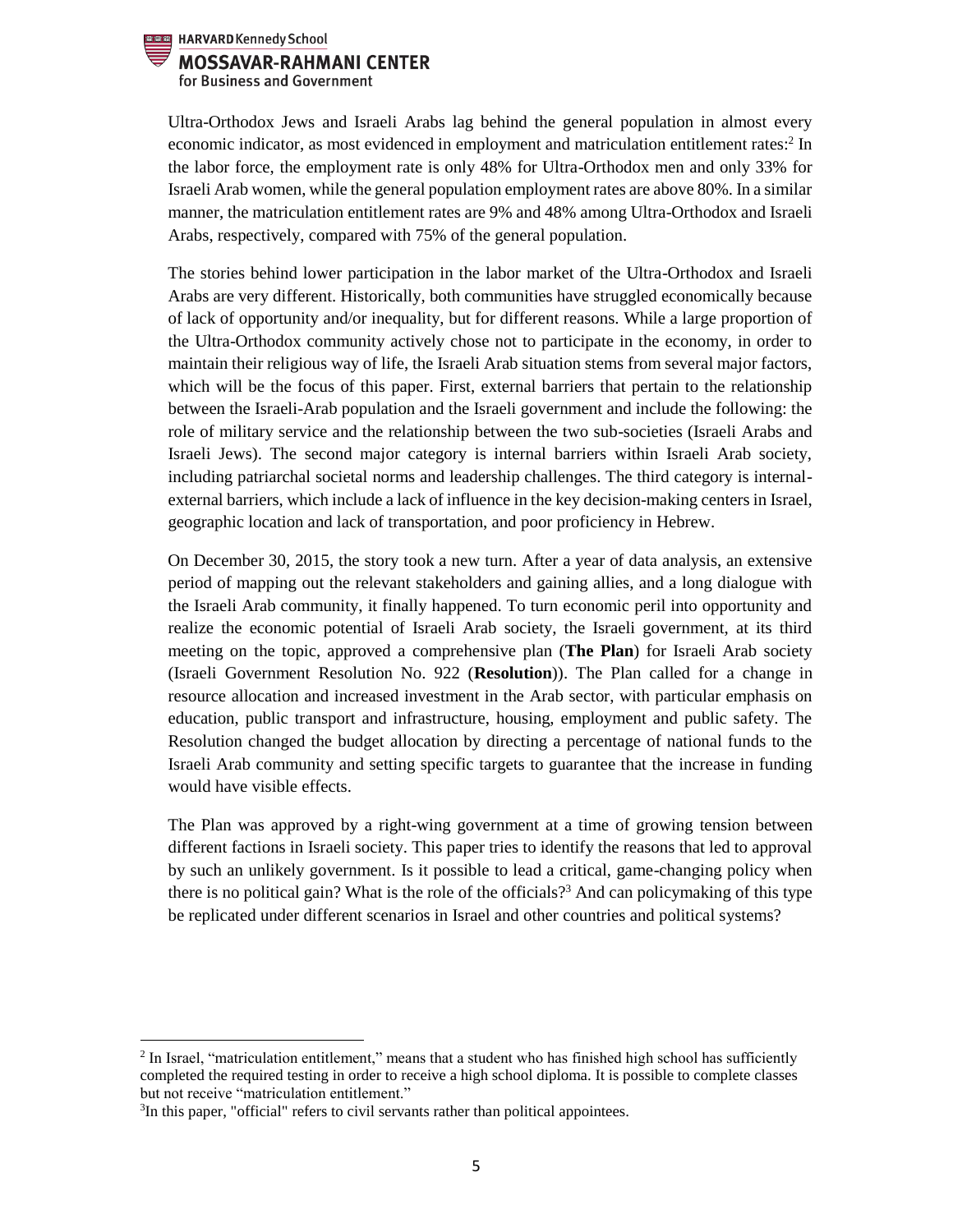Ultra-Orthodox Jews and Israeli Arabs lag behind the general population in almost every economic indicator, as most evidenced in employment and matriculation entitlement rates:[2] In the labor force, the employment rate is only 48% for Ultra-Orthodox men and only 33% for Israeli Arab women, while the general population employment rates are above 80%. In a similar manner, the matriculation entitlement rates are 9% and 48% among Ultra-Orthodox and Israeli Arabs, respectively, compared with 75% of the general population.

The stories behind lower participation in the labor market of the Ultra-Orthodox and Israeli Arabs are very different. Historically, both communities have struggled economically because of lack of opportunity and/or inequality, but for different reasons. While a large proportion of the Ultra-Orthodox community actively chose not to participate in the economy, in order to maintain their religious way of life, the Israeli Arab situation stems from several major factors, which will be the focus of this paper. First, external barriers that pertain to the relationship between the Israeli-Arab population and the Israeli government and include the following: the role of military service and the relationship between the two sub-societies (Israeli Arabs and Israeli Jews). The second major category is internal barriers within Israeli Arab society, including patriarchal societal norms and leadership challenges. The third category is internal-external barriers, which include a lack of influence in the key decision-making centers in Israel, geographic location and lack of transportation, and poor proficiency in Hebrew.

On December 30, 2015, the story took a new turn. After a year of data analysis, an extensive period of mapping out the relevant stakeholders and gaining allies, and a long dialogue with the Israeli Arab community, it finally happened. To turn economic peril into opportunity and realize the economic potential of Israeli Arab society, the Israeli government, at its third meeting on the topic, approved a comprehensive plan (**The Plan**) for Israeli Arab society (Israeli Government Resolution No. 922 (**Resolution**)). The Plan called for a change in resource allocation and increased investment in the Arab sector, with particular emphasis on education, public transport and infrastructure, housing, employment and public safety. The Resolution changed the budget allocation by directing a percentage of national funds to the Israeli Arab community and setting specific targets to guarantee that the increase in funding would have visible effects.

The Plan was approved by a right-wing government at a time of growing tension between different factions in Israeli society. This paper tries to identify the reasons that led to approval by such an unlikely government. Is it possible to lead a critical, game-changing policy when there is no political gain? What is the role of the officials?[3] And can policymaking of this type be replicated under different scenarios in Israel and other countries and political systems?

---

[2] In Israel, "matriculation entitlement," means that a student who has finished high school has sufficiently completed the required testing in order to receive a high school diploma. It is possible to complete classes but not receive "matriculation entitlement."

[3] In this paper, "official" refers to civil servants rather than political appointees.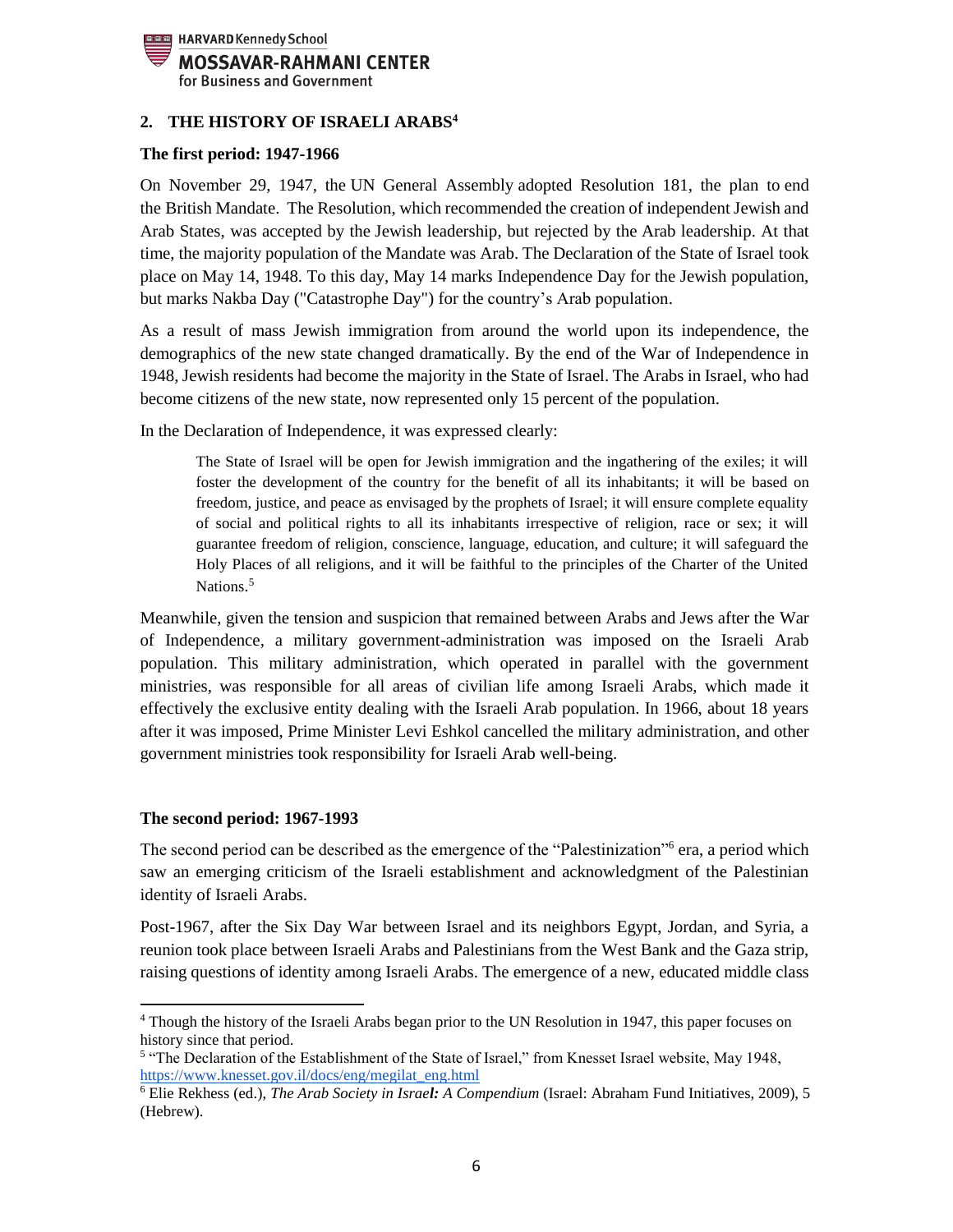## 2. THE HISTORY OF ISRAELI ARABS[4]

### The first period: 1947-1966

On November 29, 1947, the UN General Assembly adopted Resolution 181, the plan to end the British Mandate. The Resolution, which recommended the creation of independent Jewish and Arab States, was accepted by the Jewish leadership, but rejected by the Arab leadership. At that time, the majority population of the Mandate was Arab. The Declaration of the State of Israel took place on May 14, 1948. To this day, May 14 marks Independence Day for the Jewish population, but marks Nakba Day ("Catastrophe Day") for the country's Arab population.

As a result of mass Jewish immigration from around the world upon its independence, the demographics of the new state changed dramatically. By the end of the War of Independence in 1948, Jewish residents had become the majority in the State of Israel. The Arabs in Israel, who had become citizens of the new state, now represented only 15 percent of the population.

In the Declaration of Independence, it was expressed clearly:

> The State of Israel will be open for Jewish immigration and the ingathering of the exiles; it will foster the development of the country for the benefit of all its inhabitants; it will be based on freedom, justice, and peace as envisaged by the prophets of Israel; it will ensure complete equality of social and political rights to all its inhabitants irrespective of religion, race or sex; it will guarantee freedom of religion, conscience, language, education, and culture; it will safeguard the Holy Places of all religions, and it will be faithful to the principles of the Charter of the United Nations.[5]

Meanwhile, given the tension and suspicion that remained between Arabs and Jews after the War of Independence, a military government-administration was imposed on the Israeli Arab population. This military administration, which operated in parallel with the government ministries, was responsible for all areas of civilian life among Israeli Arabs, which made it effectively the exclusive entity dealing with the Israeli Arab population. In 1966, about 18 years after it was imposed, Prime Minister Levi Eshkol cancelled the military administration, and other government ministries took responsibility for Israeli Arab well-being.

### The second period: 1967-1993

The second period can be described as the emergence of the "Palestinization"[6] era, a period which saw an emerging criticism of the Israeli establishment and acknowledgment of the Palestinian identity of Israeli Arabs.

Post-1967, after the Six Day War between Israel and its neighbors Egypt, Jordan, and Syria, a reunion took place between Israeli Arabs and Palestinians from the West Bank and the Gaza strip, raising questions of identity among Israeli Arabs. The emergence of a new, educated middle class

---

[4] Though the history of the Israeli Arabs began prior to the UN Resolution in 1947, this paper focuses on history since that period.

[5] "The Declaration of the Establishment of the State of Israel," from Knesset Israel website, May 1948, https://www.knesset.gov.il/docs/eng/megilat_eng.html

[6] Elie Rekhess (ed.), *The Arab Society in Israel: A Compendium* (Israel: Abraham Fund Initiatives, 2009), 5 (Hebrew).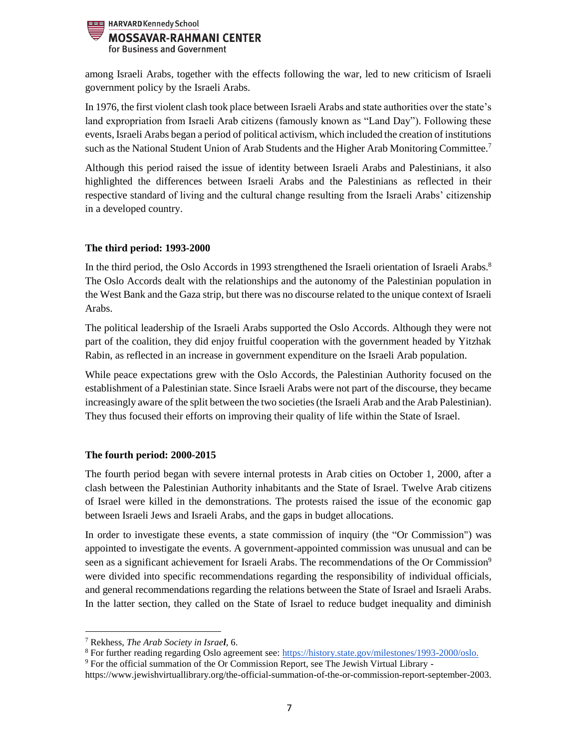among Israeli Arabs, together with the effects following the war, led to new criticism of Israeli government policy by the Israeli Arabs.

In 1976, the first violent clash took place between Israeli Arabs and state authorities over the state's land expropriation from Israeli Arab citizens (famously known as "Land Day"). Following these events, Israeli Arabs began a period of political activism, which included the creation of institutions such as the National Student Union of Arab Students and the Higher Arab Monitoring Committee.[7]

Although this period raised the issue of identity between Israeli Arabs and Palestinians, it also highlighted the differences between Israeli Arabs and the Palestinians as reflected in their respective standard of living and the cultural change resulting from the Israeli Arabs' citizenship in a developed country.

**The third period: 1993-2000**

In the third period, the Oslo Accords in 1993 strengthened the Israeli orientation of Israeli Arabs.[8] The Oslo Accords dealt with the relationships and the autonomy of the Palestinian population in the West Bank and the Gaza strip, but there was no discourse related to the unique context of Israeli Arabs.

The political leadership of the Israeli Arabs supported the Oslo Accords. Although they were not part of the coalition, they did enjoy fruitful cooperation with the government headed by Yitzhak Rabin, as reflected in an increase in government expenditure on the Israeli Arab population.

While peace expectations grew with the Oslo Accords, the Palestinian Authority focused on the establishment of a Palestinian state. Since Israeli Arabs were not part of the discourse, they became increasingly aware of the split between the two societies (the Israeli Arab and the Arab Palestinian). They thus focused their efforts on improving their quality of life within the State of Israel.

**The fourth period: 2000-2015**

The fourth period began with severe internal protests in Arab cities on October 1, 2000, after a clash between the Palestinian Authority inhabitants and the State of Israel. Twelve Arab citizens of Israel were killed in the demonstrations. The protests raised the issue of the economic gap between Israeli Jews and Israeli Arabs, and the gaps in budget allocations.

In order to investigate these events, a state commission of inquiry (the "Or Commission") was appointed to investigate the events. A government-appointed commission was unusual and can be seen as a significant achievement for Israeli Arabs. The recommendations of the Or Commission[9] were divided into specific recommendations regarding the responsibility of individual officials, and general recommendations regarding the relations between the State of Israel and Israeli Arabs. In the latter section, they called on the State of Israel to reduce budget inequality and diminish

---

[7] Rekhess, *The Arab Society in Israel*, 6.

[8] For further reading regarding Oslo agreement see: https://history.state.gov/milestones/1993-2000/oslo.

[9] For the official summation of the Or Commission Report, see The Jewish Virtual Library - https://www.jewishvirtuallibrary.org/the-official-summation-of-the-or-commission-report-september-2003.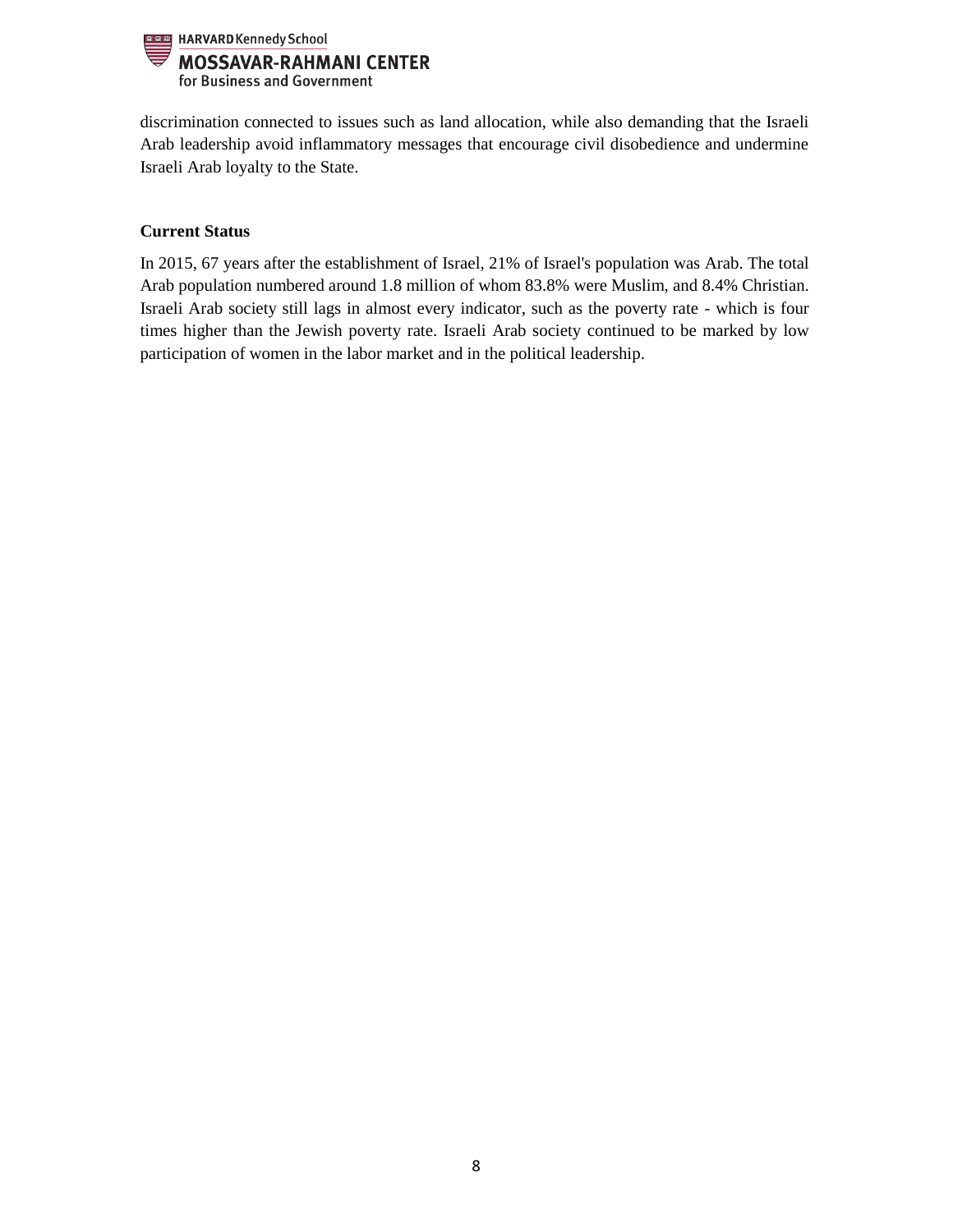discrimination connected to issues such as land allocation, while also demanding that the Israeli Arab leadership avoid inflammatory messages that encourage civil disobedience and undermine Israeli Arab loyalty to the State.

### Current Status

In 2015, 67 years after the establishment of Israel, 21% of Israel's population was Arab. The total Arab population numbered around 1.8 million of whom 83.8% were Muslim, and 8.4% Christian. Israeli Arab society still lags in almost every indicator, such as the poverty rate - which is four times higher than the Jewish poverty rate. Israeli Arab society continued to be marked by low participation of women in the labor market and in the political leadership.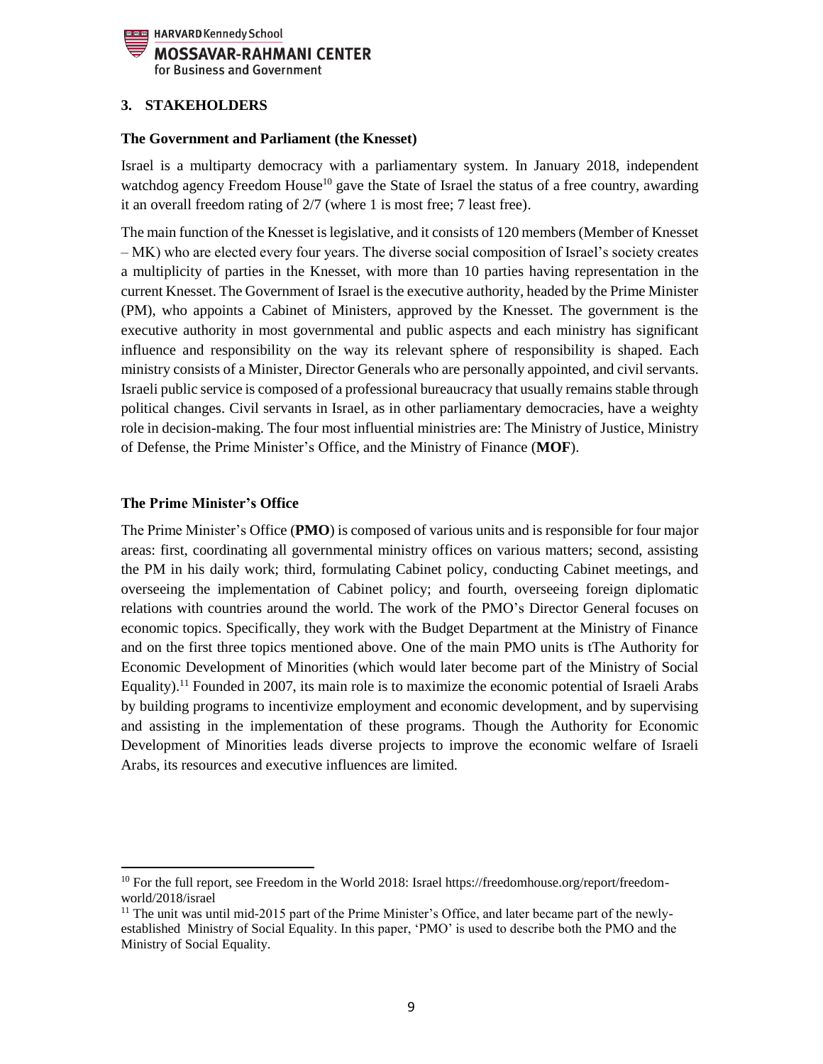## 3. STAKEHOLDERS

### The Government and Parliament (the Knesset)

Israel is a multiparty democracy with a parliamentary system. In January 2018, independent watchdog agency Freedom House[10] gave the State of Israel the status of a free country, awarding it an overall freedom rating of 2/7 (where 1 is most free; 7 least free).

The main function of the Knesset is legislative, and it consists of 120 members (Member of Knesset – MK) who are elected every four years. The diverse social composition of Israel's society creates a multiplicity of parties in the Knesset, with more than 10 parties having representation in the current Knesset. The Government of Israel is the executive authority, headed by the Prime Minister (PM), who appoints a Cabinet of Ministers, approved by the Knesset. The government is the executive authority in most governmental and public aspects and each ministry has significant influence and responsibility on the way its relevant sphere of responsibility is shaped. Each ministry consists of a Minister, Director Generals who are personally appointed, and civil servants. Israeli public service is composed of a professional bureaucracy that usually remains stable through political changes. Civil servants in Israel, as in other parliamentary democracies, have a weighty role in decision-making. The four most influential ministries are: The Ministry of Justice, Ministry of Defense, the Prime Minister's Office, and the Ministry of Finance (**MOF**).

### The Prime Minister's Office

The Prime Minister's Office (**PMO**) is composed of various units and is responsible for four major areas: first, coordinating all governmental ministry offices on various matters; second, assisting the PM in his daily work; third, formulating Cabinet policy, conducting Cabinet meetings, and overseeing the implementation of Cabinet policy; and fourth, overseeing foreign diplomatic relations with countries around the world. The work of the PMO's Director General focuses on economic topics. Specifically, they work with the Budget Department at the Ministry of Finance and on the first three topics mentioned above. One of the main PMO units is tThe Authority for Economic Development of Minorities (which would later become part of the Ministry of Social Equality).[11] Founded in 2007, its main role is to maximize the economic potential of Israeli Arabs by building programs to incentivize employment and economic development, and by supervising and assisting in the implementation of these programs. Though the Authority for Economic Development of Minorities leads diverse projects to improve the economic welfare of Israeli Arabs, its resources and executive influences are limited.

---

[10] For the full report, see Freedom in the World 2018: Israel https://freedomhouse.org/report/freedom-world/2018/israel

[11] The unit was until mid-2015 part of the Prime Minister's Office, and later became part of the newly-established Ministry of Social Equality. In this paper, 'PMO' is used to describe both the PMO and the Ministry of Social Equality.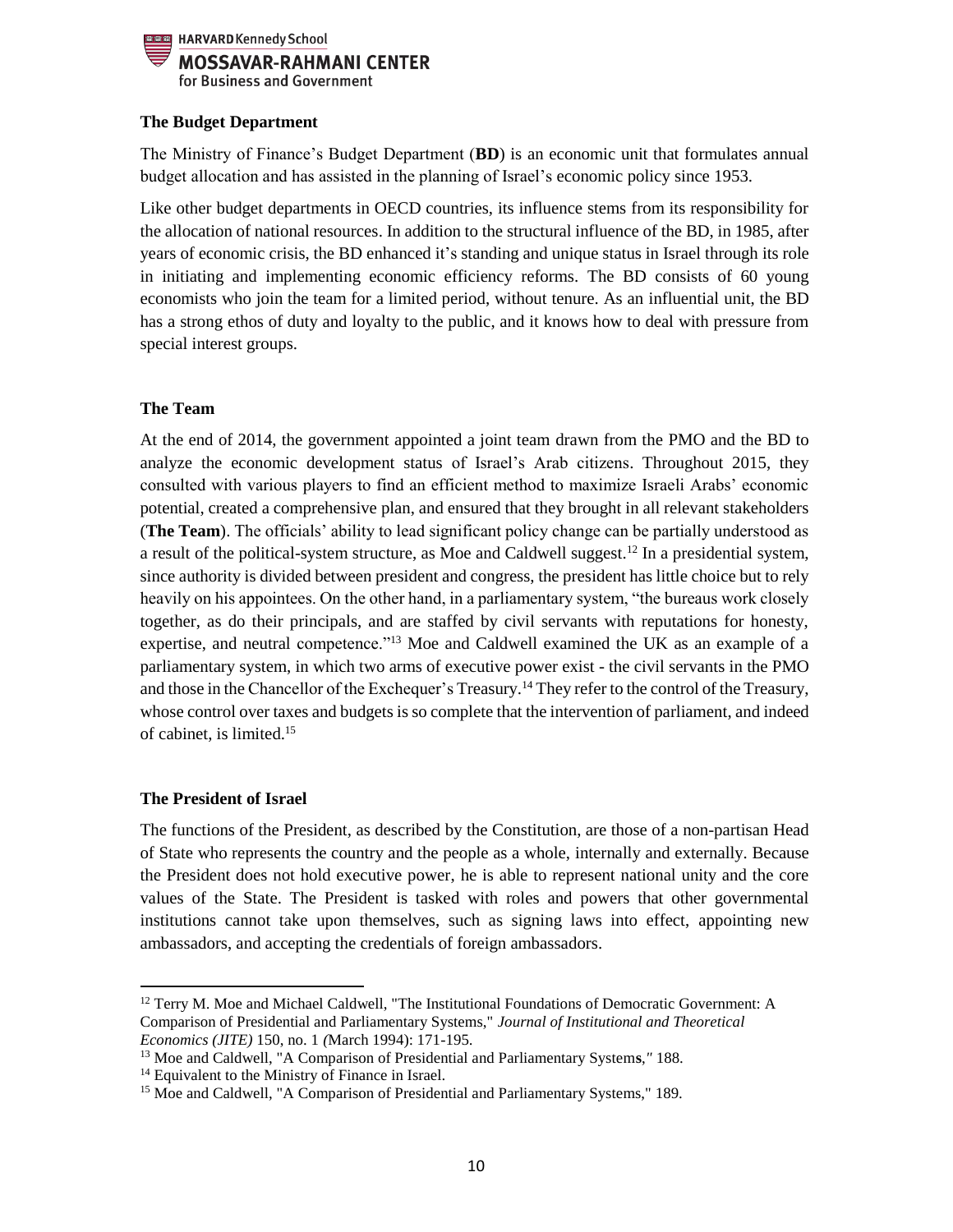### The Budget Department

The Ministry of Finance's Budget Department (**BD**) is an economic unit that formulates annual budget allocation and has assisted in the planning of Israel's economic policy since 1953.

Like other budget departments in OECD countries, its influence stems from its responsibility for the allocation of national resources. In addition to the structural influence of the BD, in 1985, after years of economic crisis, the BD enhanced it's standing and unique status in Israel through its role in initiating and implementing economic efficiency reforms. The BD consists of 60 young economists who join the team for a limited period, without tenure. As an influential unit, the BD has a strong ethos of duty and loyalty to the public, and it knows how to deal with pressure from special interest groups.

### The Team

At the end of 2014, the government appointed a joint team drawn from the PMO and the BD to analyze the economic development status of Israel's Arab citizens. Throughout 2015, they consulted with various players to find an efficient method to maximize Israeli Arabs' economic potential, created a comprehensive plan, and ensured that they brought in all relevant stakeholders (**The Team**). The officials' ability to lead significant policy change can be partially understood as a result of the political-system structure, as Moe and Caldwell suggest.[12] In a presidential system, since authority is divided between president and congress, the president has little choice but to rely heavily on his appointees. On the other hand, in a parliamentary system, "the bureaus work closely together, as do their principals, and are staffed by civil servants with reputations for honesty, expertise, and neutral competence."[13] Moe and Caldwell examined the UK as an example of a parliamentary system, in which two arms of executive power exist - the civil servants in the PMO and those in the Chancellor of the Exchequer's Treasury.[14] They refer to the control of the Treasury, whose control over taxes and budgets is so complete that the intervention of parliament, and indeed of cabinet, is limited.[15]

### The President of Israel

The functions of the President, as described by the Constitution, are those of a non-partisan Head of State who represents the country and the people as a whole, internally and externally. Because the President does not hold executive power, he is able to represent national unity and the core values of the State. The President is tasked with roles and powers that other governmental institutions cannot take upon themselves, such as signing laws into effect, appointing new ambassadors, and accepting the credentials of foreign ambassadors.

---

[12] Terry M. Moe and Michael Caldwell, "The Institutional Foundations of Democratic Government: A Comparison of Presidential and Parliamentary Systems," *Journal of Institutional and Theoretical Economics (JITE)* 150, no. 1 (March 1994): 171-195.

[13] Moe and Caldwell, "A Comparison of Presidential and Parliamentary Systems," 188.

[14] Equivalent to the Ministry of Finance in Israel.

[15] Moe and Caldwell, "A Comparison of Presidential and Parliamentary Systems," 189.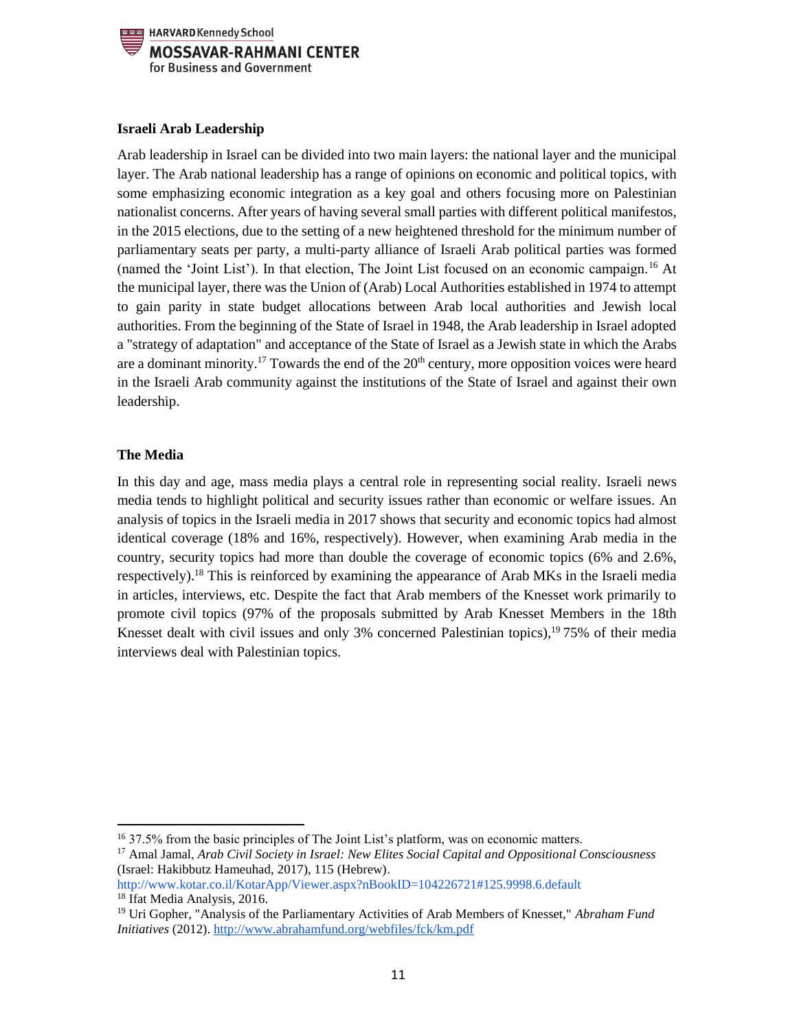**Israeli Arab Leadership**

Arab leadership in Israel can be divided into two main layers: the national layer and the municipal layer. The Arab national leadership has a range of opinions on economic and political topics, with some emphasizing economic integration as a key goal and others focusing more on Palestinian nationalist concerns. After years of having several small parties with different political manifestos, in the 2015 elections, due to the setting of a new heightened threshold for the minimum number of parliamentary seats per party, a multi-party alliance of Israeli Arab political parties was formed (named the 'Joint List'). In that election, The Joint List focused on an economic campaign.[16] At the municipal layer, there was the Union of (Arab) Local Authorities established in 1974 to attempt to gain parity in state budget allocations between Arab local authorities and Jewish local authorities. From the beginning of the State of Israel in 1948, the Arab leadership in Israel adopted a "strategy of adaptation" and acceptance of the State of Israel as a Jewish state in which the Arabs are a dominant minority.[17] Towards the end of the 20th century, more opposition voices were heard in the Israeli Arab community against the institutions of the State of Israel and against their own leadership.

**The Media**

In this day and age, mass media plays a central role in representing social reality. Israeli news media tends to highlight political and security issues rather than economic or welfare issues. An analysis of topics in the Israeli media in 2017 shows that security and economic topics had almost identical coverage (18% and 16%, respectively). However, when examining Arab media in the country, security topics had more than double the coverage of economic topics (6% and 2.6%, respectively).[18] This is reinforced by examining the appearance of Arab MKs in the Israeli media in articles, interviews, etc. Despite the fact that Arab members of the Knesset work primarily to promote civil topics (97% of the proposals submitted by Arab Knesset Members in the 18th Knesset dealt with civil issues and only 3% concerned Palestinian topics),[19] 75% of their media interviews deal with Palestinian topics.

---

[16] 37.5% from the basic principles of The Joint List's platform, was on economic matters.

[17] Amal Jamal, *Arab Civil Society in Israel: New Elites Social Capital and Oppositional Consciousness* (Israel: Hakibbutz Hameuhad, 2017), 115 (Hebrew). http://www.kotar.co.il/KotarApp/Viewer.aspx?nBookID=104226721#125.9998.6.default

[18] Ifat Media Analysis, 2016.

[19] Uri Gopher, "Analysis of the Parliamentary Activities of Arab Members of Knesset," *Abraham Fund Initiatives* (2012). http://www.abrahamfund.org/webfiles/fck/km.pdf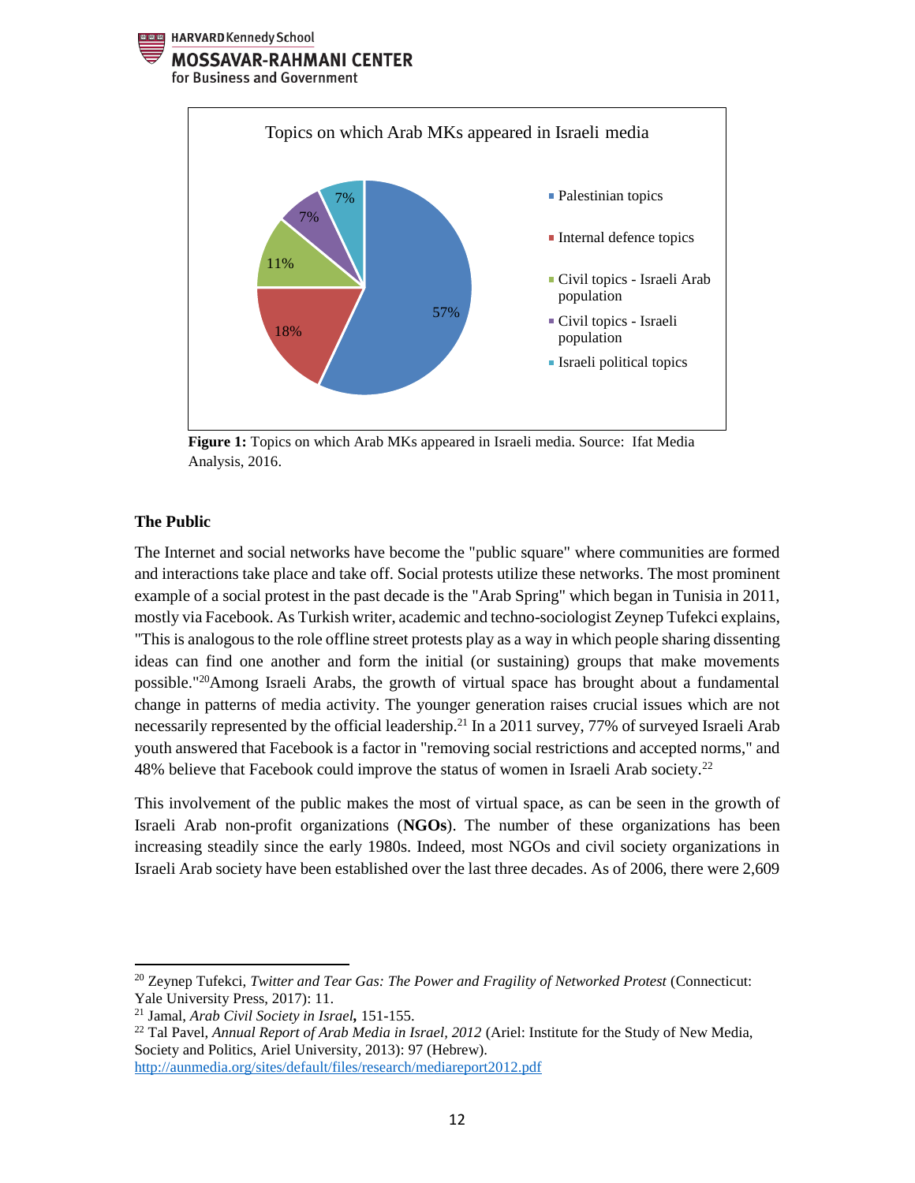Topics on which Arab MKs appeared in Israeli media

| Topic | Share |
| --- | --- |
| Palestinian topics | 57% |
| Internal defence topics | 18% |
| Civil topics - Israeli Arab population | 11% |
| Civil topics - Israeli population | 7% |
| Israeli political topics | 7% |

**Figure 1:** Topics on which Arab MKs appeared in Israeli media. Source: Ifat Media Analysis, 2016.

### The Public

The Internet and social networks have become the "public square" where communities are formed and interactions take place and take off. Social protests utilize these networks. The most prominent example of a social protest in the past decade is the "Arab Spring" which began in Tunisia in 2011, mostly via Facebook. As Turkish writer, academic and techno-sociologist Zeynep Tufekci explains, "This is analogous to the role offline street protests play as a way in which people sharing dissenting ideas can find one another and form the initial (or sustaining) groups that make movements possible."[20] Among Israeli Arabs, the growth of virtual space has brought about a fundamental change in patterns of media activity. The younger generation raises crucial issues which are not necessarily represented by the official leadership.[21] In a 2011 survey, 77% of surveyed Israeli Arab youth answered that Facebook is a factor in "removing social restrictions and accepted norms," and 48% believe that Facebook could improve the status of women in Israeli Arab society.[22]

This involvement of the public makes the most of virtual space, as can be seen in the growth of Israeli Arab non-profit organizations (**NGOs**). The number of these organizations has been increasing steadily since the early 1980s. Indeed, most NGOs and civil society organizations in Israeli Arab society have been established over the last three decades. As of 2006, there were 2,609

---

[20] Zeynep Tufekci, *Twitter and Tear Gas: The Power and Fragility of Networked Protest* (Connecticut: Yale University Press, 2017): 11.

[21] Jamal, *Arab Civil Society in Israel***,** 151-155.

[22] Tal Pavel, *Annual Report of Arab Media in Israel, 2012* (Ariel: Institute for the Study of New Media, Society and Politics, Ariel University, 2013): 97 (Hebrew). http://aunmedia.org/sites/default/files/research/mediareport2012.pdf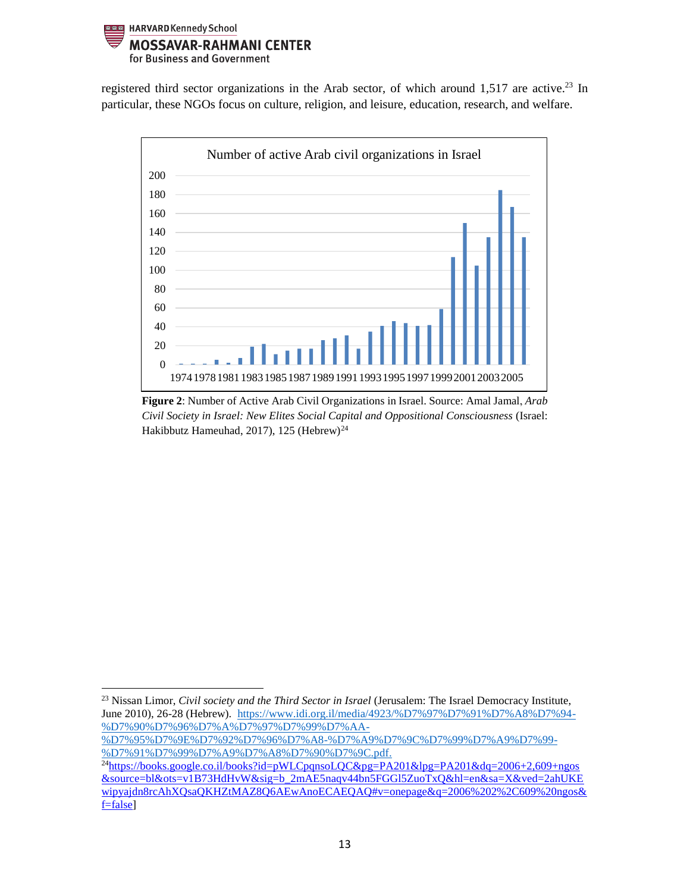registered third sector organizations in the Arab sector, of which around 1,517 are active.[23] In particular, these NGOs focus on culture, religion, and leisure, education, research, and welfare.

**Figure 2**: Number of Active Arab Civil Organizations in Israel. Source: Amal Jamal, *Arab Civil Society in Israel: New Elites Social Capital and Oppositional Consciousness* (Israel: Hakibbutz Hameuhad, 2017), 125 (Hebrew)[24]

---

[23] Nissan Limor, *Civil society and the Third Sector in Israel* (Jerusalem: The Israel Democracy Institute, June 2010), 26-28 (Hebrew). https://www.idi.org.il/media/4923/%D7%97%D7%91%D7%A8%D7%94-%D7%90%D7%96%D7%A8%D7%97%D7%99%D7%AA-%D7%95%D7%9E%D7%92%D7%96%D7%A8-%D7%A9%D7%9C%D7%99%D7%A9%D7%99-%D7%91%D7%99%D7%A9%D7%A8%D7%90%D7%9C.pdf.

[24] https://books.google.co.il/books?id=pWLCpqnsoLQC&pg=PA201&lpg=PA201&dq=2006+2,609+ngos&source=bl&ots=v1B73HdHvW&sig=b_2mAE5naqv44bn5FGGl5ZuoTxQ&hl=en&sa=X&ved=2ahUKEwipyajdn8rcAhXQsaQKHZtMAZ8Q6AEwAnoECAEQAQ#v=onepage&q=2006%202%2C609%20ngos&f=false]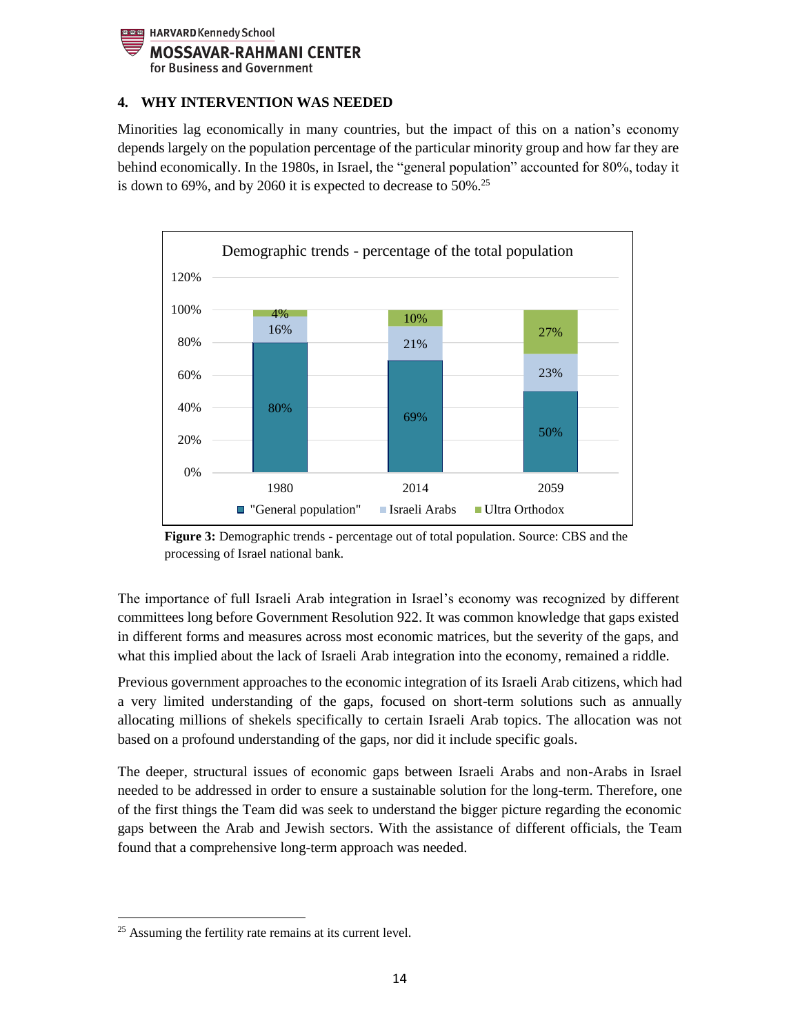## 4. WHY INTERVENTION WAS NEEDED

Minorities lag economically in many countries, but the impact of this on a nation's economy depends largely on the population percentage of the particular minority group and how far they are behind economically. In the 1980s, in Israel, the "general population" accounted for 80%, today it is down to 69%, and by 2060 it is expected to decrease to 50%.[25]

**Figure 3:** Demographic trends - percentage out of total population. Source: CBS and the processing of Israel national bank.

The importance of full Israeli Arab integration in Israel's economy was recognized by different committees long before Government Resolution 922. It was common knowledge that gaps existed in different forms and measures across most economic matrices, but the severity of the gaps, and what this implied about the lack of Israeli Arab integration into the economy, remained a riddle.

Previous government approaches to the economic integration of its Israeli Arab citizens, which had a very limited understanding of the gaps, focused on short-term solutions such as annually allocating millions of shekels specifically to certain Israeli Arab topics. The allocation was not based on a profound understanding of the gaps, nor did it include specific goals.

The deeper, structural issues of economic gaps between Israeli Arabs and non-Arabs in Israel needed to be addressed in order to ensure a sustainable solution for the long-term. Therefore, one of the first things the Team did was seek to understand the bigger picture regarding the economic gaps between the Arab and Jewish sectors. With the assistance of different officials, the Team found that a comprehensive long-term approach was needed.

---

[25] Assuming the fertility rate remains at its current level.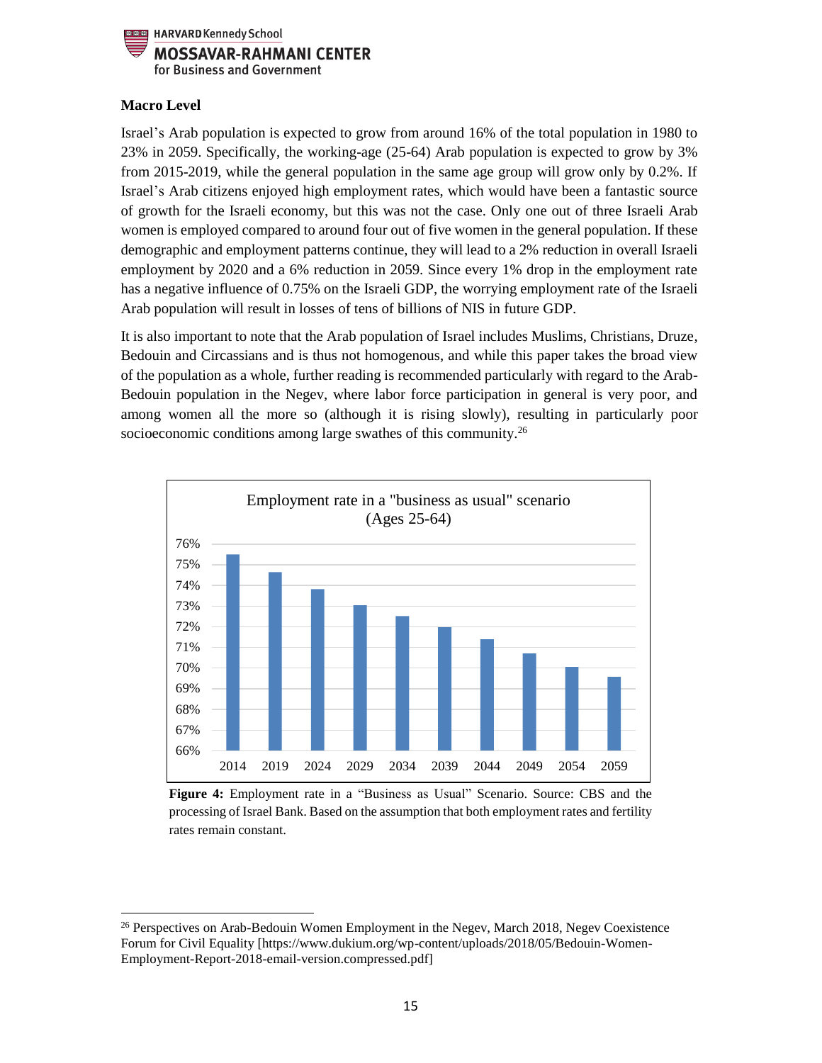**Macro Level**

Israel's Arab population is expected to grow from around 16% of the total population in 1980 to 23% in 2059. Specifically, the working-age (25-64) Arab population is expected to grow by 3% from 2015-2019, while the general population in the same age group will grow only by 0.2%. If Israel's Arab citizens enjoyed high employment rates, which would have been a fantastic source of growth for the Israeli economy, but this was not the case. Only one out of three Israeli Arab women is employed compared to around four out of five women in the general population. If these demographic and employment patterns continue, they will lead to a 2% reduction in overall Israeli employment by 2020 and a 6% reduction in 2059. Since every 1% drop in the employment rate has a negative influence of 0.75% on the Israeli GDP, the worrying employment rate of the Israeli Arab population will result in losses of tens of billions of NIS in future GDP.

It is also important to note that the Arab population of Israel includes Muslims, Christians, Druze, Bedouin and Circassians and is thus not homogenous, and while this paper takes the broad view of the population as a whole, further reading is recommended particularly with regard to the Arab-Bedouin population in the Negev, where labor force participation in general is very poor, and among women all the more so (although it is rising slowly), resulting in particularly poor socioeconomic conditions among large swathes of this community.[26]

**Figure 4:** Employment rate in a "Business as Usual" Scenario. Source: CBS and the processing of Israel Bank. Based on the assumption that both employment rates and fertility rates remain constant.

[26] Perspectives on Arab-Bedouin Women Employment in the Negev, March 2018, Negev Coexistence Forum for Civil Equality [https://www.dukium.org/wp-content/uploads/2018/05/Bedouin-Women-Employment-Report-2018-email-version.compressed.pdf]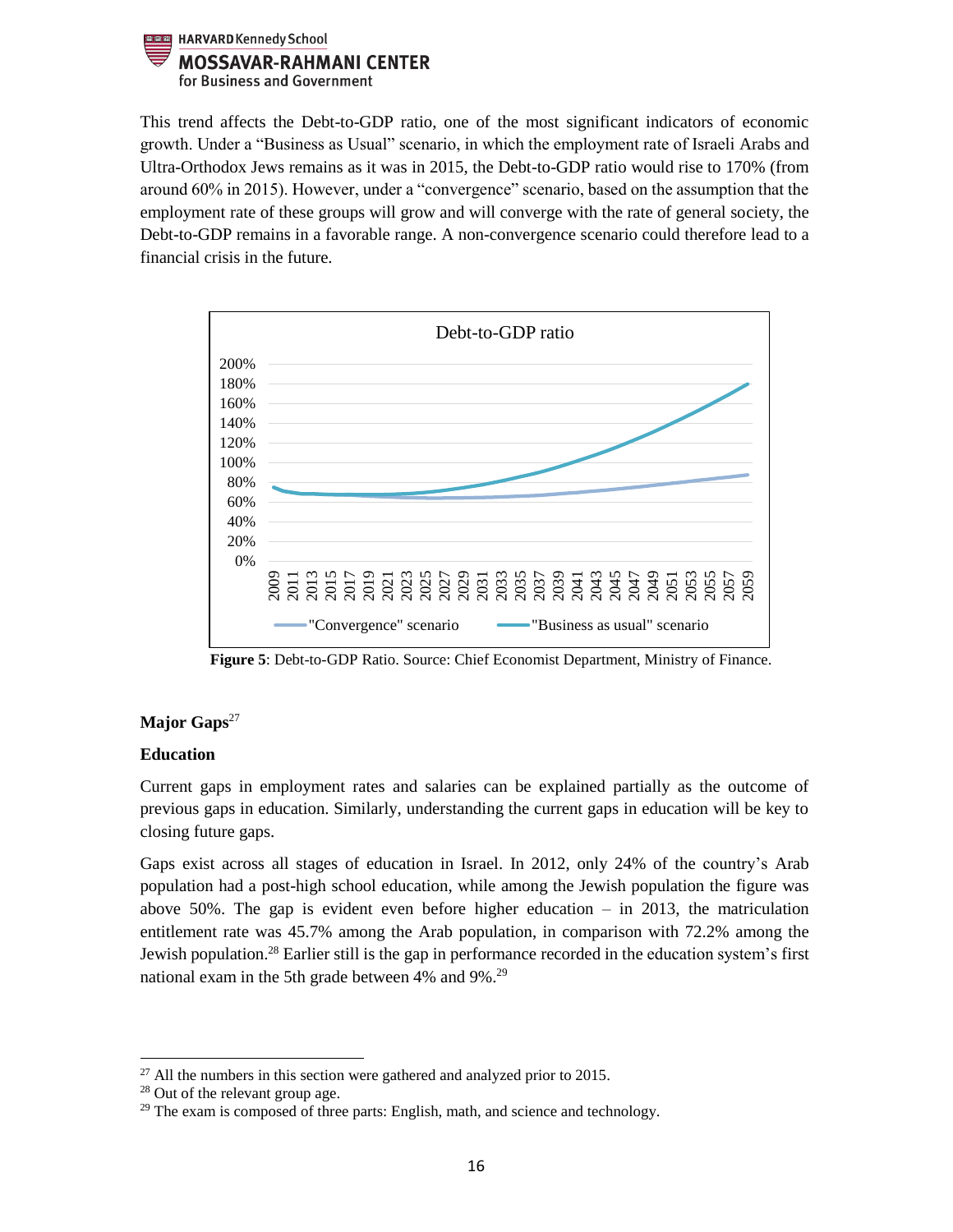This trend affects the Debt-to-GDP ratio, one of the most significant indicators of economic growth. Under a "Business as Usual" scenario, in which the employment rate of Israeli Arabs and Ultra-Orthodox Jews remains as it was in 2015, the Debt-to-GDP ratio would rise to 170% (from around 60% in 2015). However, under a "convergence" scenario, based on the assumption that the employment rate of these groups will grow and will converge with the rate of general society, the Debt-to-GDP remains in a favorable range. A non-convergence scenario could therefore lead to a financial crisis in the future.

**Figure 5**: Debt-to-GDP Ratio. Source: Chief Economist Department, Ministry of Finance.

**Major Gaps**[27]

**Education**

Current gaps in employment rates and salaries can be explained partially as the outcome of previous gaps in education. Similarly, understanding the current gaps in education will be key to closing future gaps.

Gaps exist across all stages of education in Israel. In 2012, only 24% of the country's Arab population had a post-high school education, while among the Jewish population the figure was above 50%. The gap is evident even before higher education – in 2013, the matriculation entitlement rate was 45.7% among the Arab population, in comparison with 72.2% among the Jewish population.[28] Earlier still is the gap in performance recorded in the education system's first national exam in the 5th grade between 4% and 9%.[29]

[27] All the numbers in this section were gathered and analyzed prior to 2015.

[28] Out of the relevant group age.

[29] The exam is composed of three parts: English, math, and science and technology.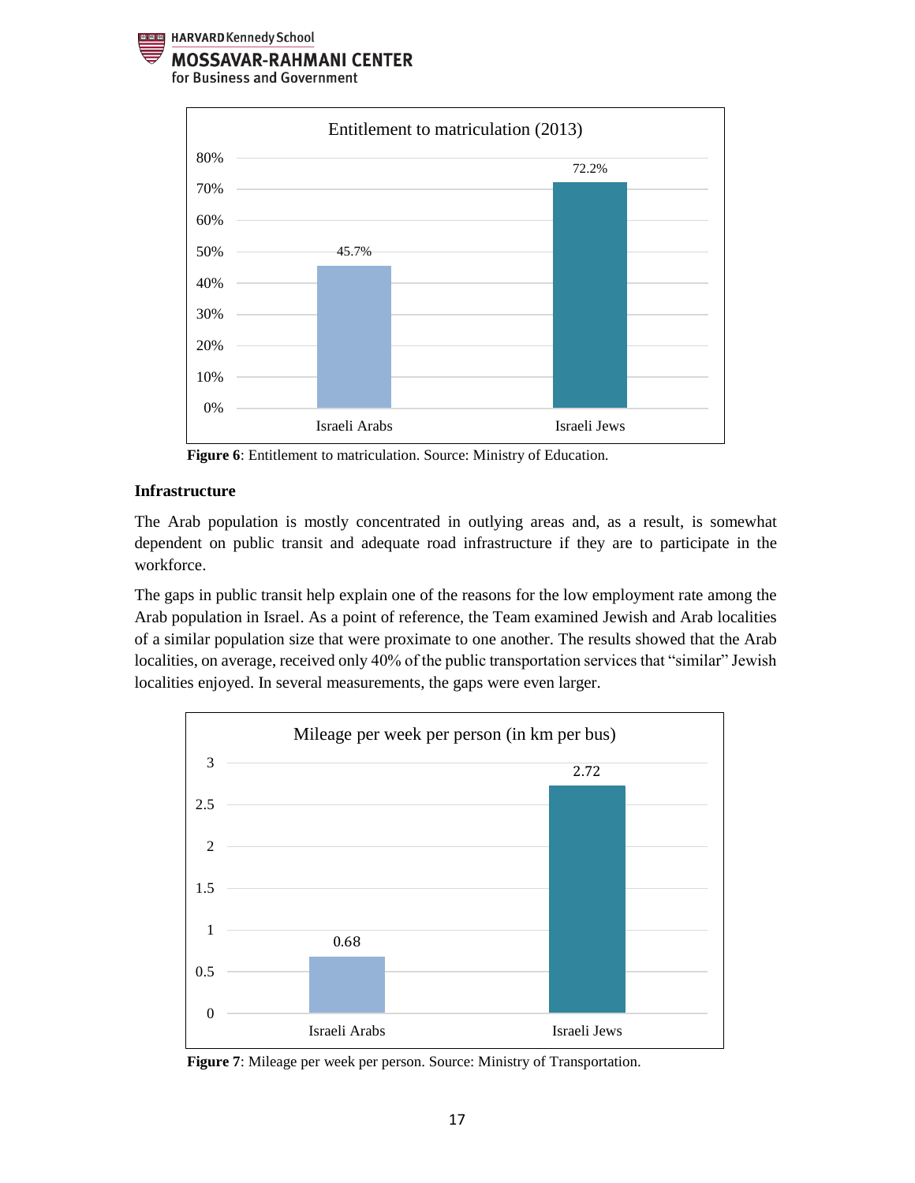Entitlement to matriculation (2013)

| | Israeli Arabs | Israeli Jews |
|---|---|---|
| Entitlement to matriculation | 45.7% | 72.2% |

**Figure 6**: Entitlement to matriculation. Source: Ministry of Education.

**Infrastructure**

The Arab population is mostly concentrated in outlying areas and, as a result, is somewhat dependent on public transit and adequate road infrastructure if they are to participate in the workforce.

The gaps in public transit help explain one of the reasons for the low employment rate among the Arab population in Israel. As a point of reference, the Team examined Jewish and Arab localities of a similar population size that were proximate to one another. The results showed that the Arab localities, on average, received only 40% of the public transportation services that "similar" Jewish localities enjoyed. In several measurements, the gaps were even larger.

Mileage per week per person (in km per bus)

| | Israeli Arabs | Israeli Jews |
|---|---|---|
| Mileage per week per person (in km per bus) | 0.68 | 2.72 |

**Figure 7**: Mileage per week per person. Source: Ministry of Transportation.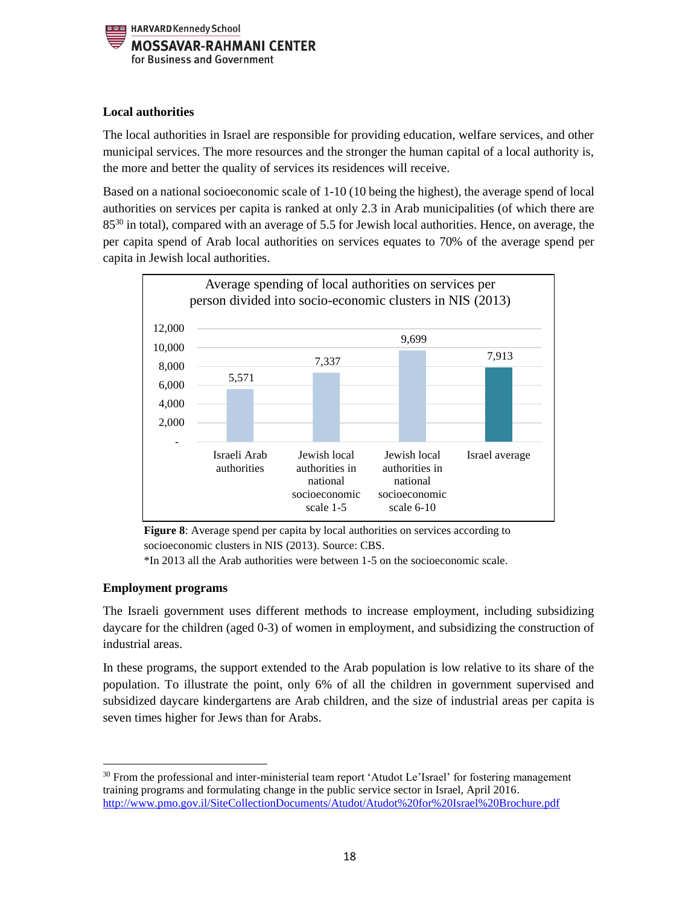### Local authorities

The local authorities in Israel are responsible for providing education, welfare services, and other municipal services. The more resources and the stronger the human capital of a local authority is, the more and better the quality of services its residences will receive.

Based on a national socioeconomic scale of 1-10 (10 being the highest), the average spend of local authorities on services per capita is ranked at only 2.3 in Arab municipalities (of which there are 85[30] in total), compared with an average of 5.5 for Jewish local authorities. Hence, on average, the per capita spend of Arab local authorities on services equates to 70% of the average spend per capita in Jewish local authorities.

Average spending of local authorities on services per person divided into socio-economic clusters in NIS (2013)

| | Israeli Arab authorities | Jewish local authorities in national socioeconomic scale 1-5 | Jewish local authorities in national socioeconomic scale 6-10 | Israel average |
|---|---|---|---|---|
| NIS | 5,571 | 7,337 | 9,699 | 7,913 |

**Figure 8**: Average spend per capita by local authorities on services according to socioeconomic clusters in NIS (2013). Source: CBS.
*In 2013 all the Arab authorities were between 1-5 on the socioeconomic scale.

### Employment programs

The Israeli government uses different methods to increase employment, including subsidizing daycare for the children (aged 0-3) of women in employment, and subsidizing the construction of industrial areas.

In these programs, the support extended to the Arab population is low relative to its share of the population. To illustrate the point, only 6% of all the children in government supervised and subsidized daycare kindergartens are Arab children, and the size of industrial areas per capita is seven times higher for Jews than for Arabs.

[30] From the professional and inter-ministerial team report 'Atudot Le'Israel' for fostering management training programs and formulating change in the public service sector in Israel, April 2016. http://www.pmo.gov.il/SiteCollectionDocuments/Atudot/Atudot%20for%20Israel%20Brochure.pdf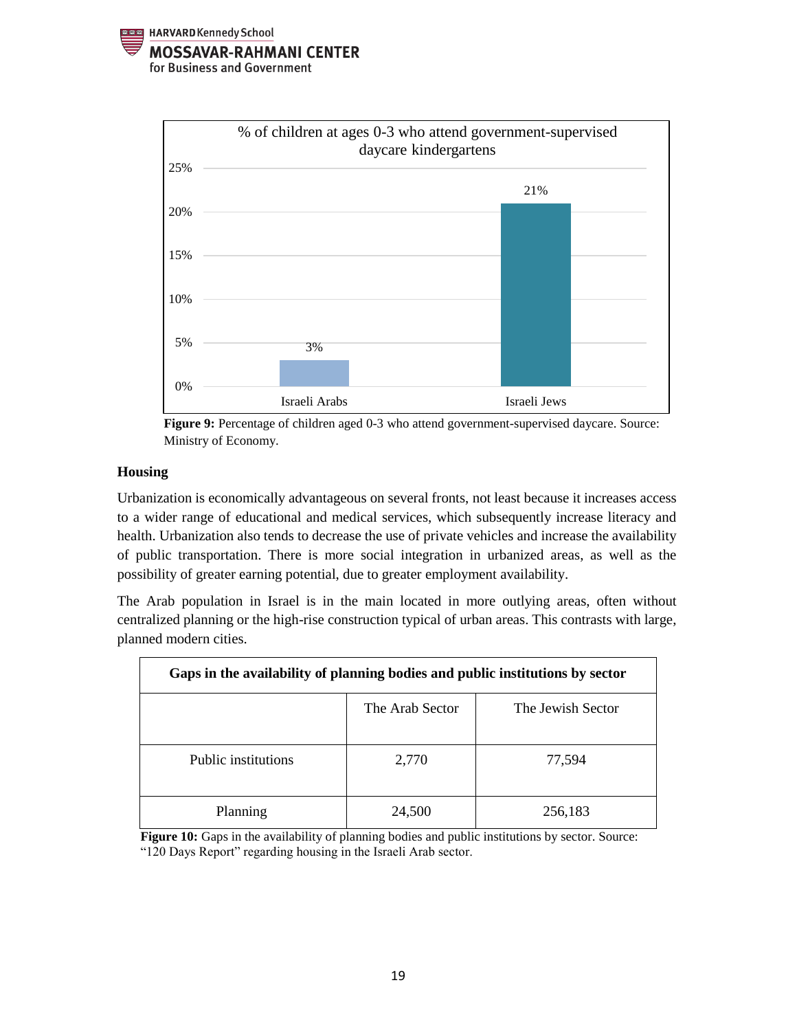Figure 9: Percentage of children aged 0-3 who attend government-supervised daycare. Source: Ministry of Economy.

## Housing

Urbanization is economically advantageous on several fronts, not least because it increases access to a wider range of educational and medical services, which subsequently increase literacy and health. Urbanization also tends to decrease the use of private vehicles and increase the availability of public transportation. There is more social integration in urbanized areas, as well as the possibility of greater earning potential, due to greater employment availability.

The Arab population in Israel is in the main located in more outlying areas, often without centralized planning or the high-rise construction typical of urban areas. This contrasts with large, planned modern cities.

| Gaps in the availability of planning bodies and public institutions by sector | | |
|---|---|---|
| | The Arab Sector | The Jewish Sector |
| Public institutions | 2,770 | 77,594 |
| Planning | 24,500 | 256,183 |

**Figure 10:** Gaps in the availability of planning bodies and public institutions by sector. Source: "120 Days Report" regarding housing in the Israeli Arab sector.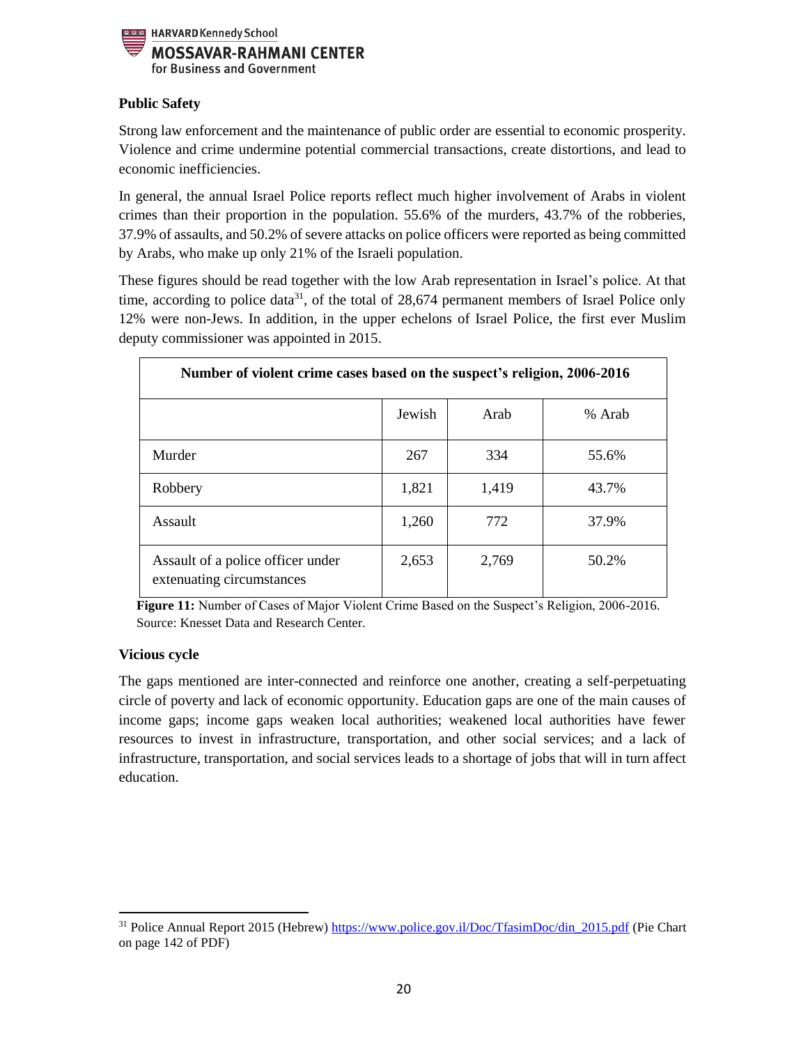### Public Safety

Strong law enforcement and the maintenance of public order are essential to economic prosperity. Violence and crime undermine potential commercial transactions, create distortions, and lead to economic inefficiencies.

In general, the annual Israel Police reports reflect much higher involvement of Arabs in violent crimes than their proportion in the population. 55.6% of the murders, 43.7% of the robberies, 37.9% of assaults, and 50.2% of severe attacks on police officers were reported as being committed by Arabs, who make up only 21% of the Israeli population.

These figures should be read together with the low Arab representation in Israel's police. At that time, according to police data[31], of the total of 28,674 permanent members of Israel Police only 12% were non-Jews. In addition, in the upper echelons of Israel Police, the first ever Muslim deputy commissioner was appointed in 2015.

| Number of violent crime cases based on the suspect's religion, 2006-2016 | | | |
|---|---|---|---|
| | Jewish | Arab | % Arab |
| Murder | 267 | 334 | 55.6% |
| Robbery | 1,821 | 1,419 | 43.7% |
| Assault | 1,260 | 772 | 37.9% |
| Assault of a police officer under extenuating circumstances | 2,653 | 2,769 | 50.2% |

**Figure 11:** Number of Cases of Major Violent Crime Based on the Suspect's Religion, 2006-2016. Source: Knesset Data and Research Center.

### Vicious cycle

The gaps mentioned are inter-connected and reinforce one another, creating a self-perpetuating circle of poverty and lack of economic opportunity. Education gaps are one of the main causes of income gaps; income gaps weaken local authorities; weakened local authorities have fewer resources to invest in infrastructure, transportation, and other social services; and a lack of infrastructure, transportation, and social services leads to a shortage of jobs that will in turn affect education.

---

[31] Police Annual Report 2015 (Hebrew) https://www.police.gov.il/Doc/TfasimDoc/din_2015.pdf (Pie Chart on page 142 of PDF)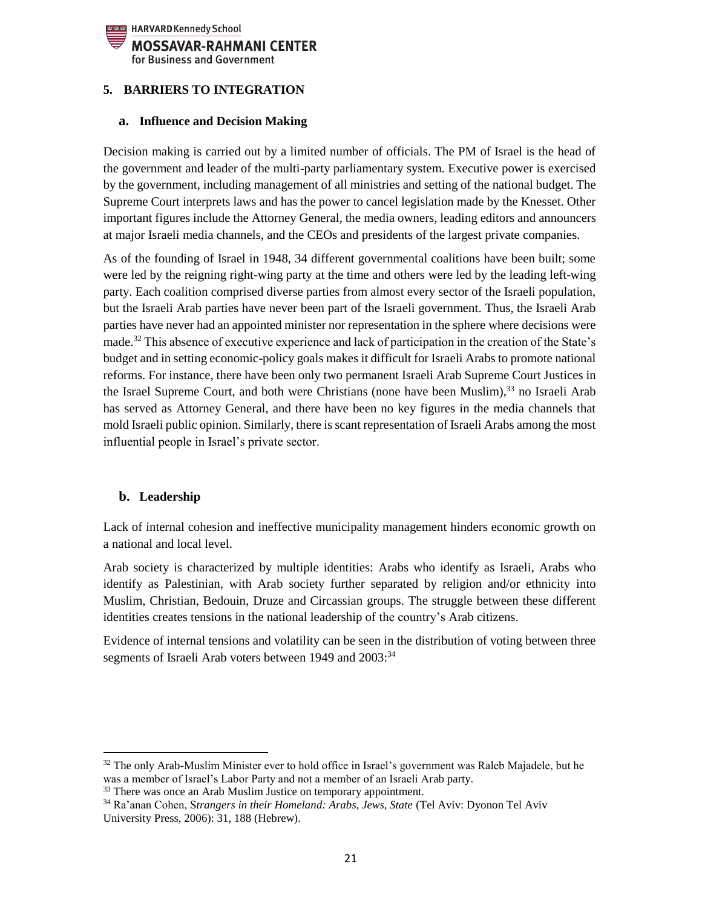## 5. BARRIERS TO INTEGRATION

### a. Influence and Decision Making

Decision making is carried out by a limited number of officials. The PM of Israel is the head of the government and leader of the multi-party parliamentary system. Executive power is exercised by the government, including management of all ministries and setting of the national budget. The Supreme Court interprets laws and has the power to cancel legislation made by the Knesset. Other important figures include the Attorney General, the media owners, leading editors and announcers at major Israeli media channels, and the CEOs and presidents of the largest private companies.

As of the founding of Israel in 1948, 34 different governmental coalitions have been built; some were led by the reigning right-wing party at the time and others were led by the leading left-wing party. Each coalition comprised diverse parties from almost every sector of the Israeli population, but the Israeli Arab parties have never been part of the Israeli government. Thus, the Israeli Arab parties have never had an appointed minister nor representation in the sphere where decisions were made.[32] This absence of executive experience and lack of participation in the creation of the State's budget and in setting economic-policy goals makes it difficult for Israeli Arabs to promote national reforms. For instance, there have been only two permanent Israeli Arab Supreme Court Justices in the Israel Supreme Court, and both were Christians (none have been Muslim),[33] no Israeli Arab has served as Attorney General, and there have been no key figures in the media channels that mold Israeli public opinion. Similarly, there is scant representation of Israeli Arabs among the most influential people in Israel's private sector.

### b. Leadership

Lack of internal cohesion and ineffective municipality management hinders economic growth on a national and local level.

Arab society is characterized by multiple identities: Arabs who identify as Israeli, Arabs who identify as Palestinian, with Arab society further separated by religion and/or ethnicity into Muslim, Christian, Bedouin, Druze and Circassian groups. The struggle between these different identities creates tensions in the national leadership of the country's Arab citizens.

Evidence of internal tensions and volatility can be seen in the distribution of voting between three segments of Israeli Arab voters between 1949 and 2003:[34]

---

[32] The only Arab-Muslim Minister ever to hold office in Israel's government was Raleb Majadele, but he was a member of Israel's Labor Party and not a member of an Israeli Arab party.

[33] There was once an Arab Muslim Justice on temporary appointment.

[34] Ra'anan Cohen, *Strangers in their Homeland: Arabs, Jews, State* (Tel Aviv: Dyonon Tel Aviv University Press, 2006): 31, 188 (Hebrew).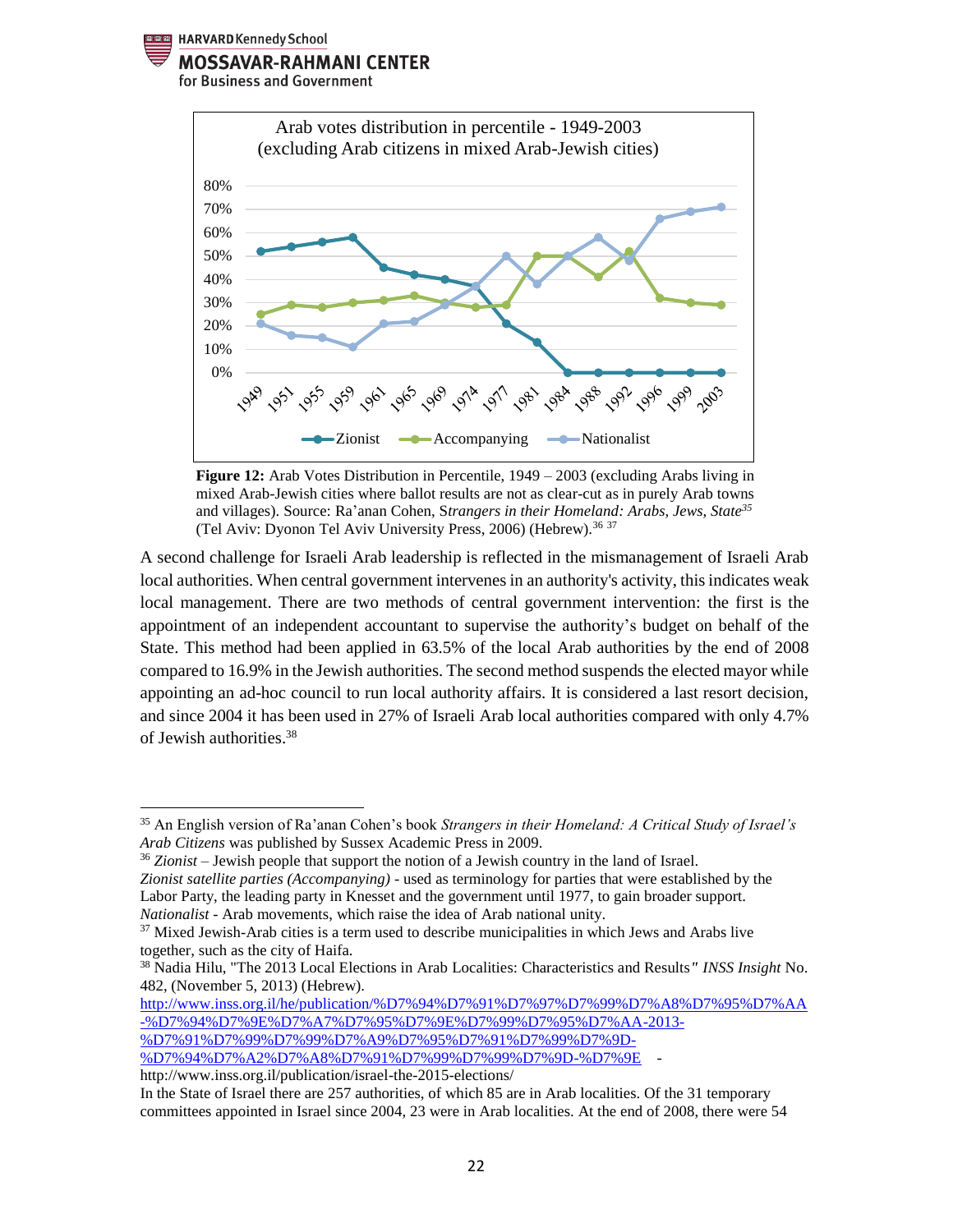Figure 12: Arab Votes Distribution in Percentile, 1949 – 2003 (excluding Arabs living in mixed Arab-Jewish cities where ballot results are not as clear-cut as in purely Arab towns and villages). Source: Ra'anan Cohen, *Strangers in their Homeland: Arabs, Jews, State*[35] (Tel Aviv: Dyonon Tel Aviv University Press, 2006) (Hebrew).[36] [37]

A second challenge for Israeli Arab leadership is reflected in the mismanagement of Israeli Arab local authorities. When central government intervenes in an authority's activity, this indicates weak local management. There are two methods of central government intervention: the first is the appointment of an independent accountant to supervise the authority's budget on behalf of the State. This method had been applied in 63.5% of the local Arab authorities by the end of 2008 compared to 16.9% in the Jewish authorities. The second method suspends the elected mayor while appointing an ad-hoc council to run local authority affairs. It is considered a last resort decision, and since 2004 it has been used in 27% of Israeli Arab local authorities compared with only 4.7% of Jewish authorities.[38]

---

[35] An English version of Ra'anan Cohen's book *Strangers in their Homeland: A Critical Study of Israel's Arab Citizens* was published by Sussex Academic Press in 2009.

[36] *Zionist* – Jewish people that support the notion of a Jewish country in the land of Israel.
*Zionist satellite parties (Accompanying)* - used as terminology for parties that were established by the Labor Party, the leading party in Knesset and the government until 1977, to gain broader support.
*Nationalist* - Arab movements, which raise the idea of Arab national unity.

[37] Mixed Jewish-Arab cities is a term used to describe municipalities in which Jews and Arabs live together, such as the city of Haifa.

[38] Nadia Hilu, "The 2013 Local Elections in Arab Localities: Characteristics and Results" *INSS Insight* No. 482, (November 5, 2013) (Hebrew).
http://www.inss.org.il/he/publication/%D7%94%D7%91%D7%97%D7%99%D7%A8%D7%95%D7%AA-%D7%94%D7%9E%D7%A7%D7%95%D7%9E%D7%99%D7%95%D7%AA-2013-%D7%91%D7%99%D7%99%D7%A9%D7%95%D7%91%D7%99%D7%9D-%D7%94%D7%A2%D7%A8%D7%91%D7%99%D7%99%D7%9D-%D7%9E -
http://www.inss.org.il/publication/israel-the-2015-elections/
In the State of Israel there are 257 authorities, of which 85 are in Arab localities. Of the 31 temporary committees appointed in Israel since 2004, 23 were in Arab localities. At the end of 2008, there were 54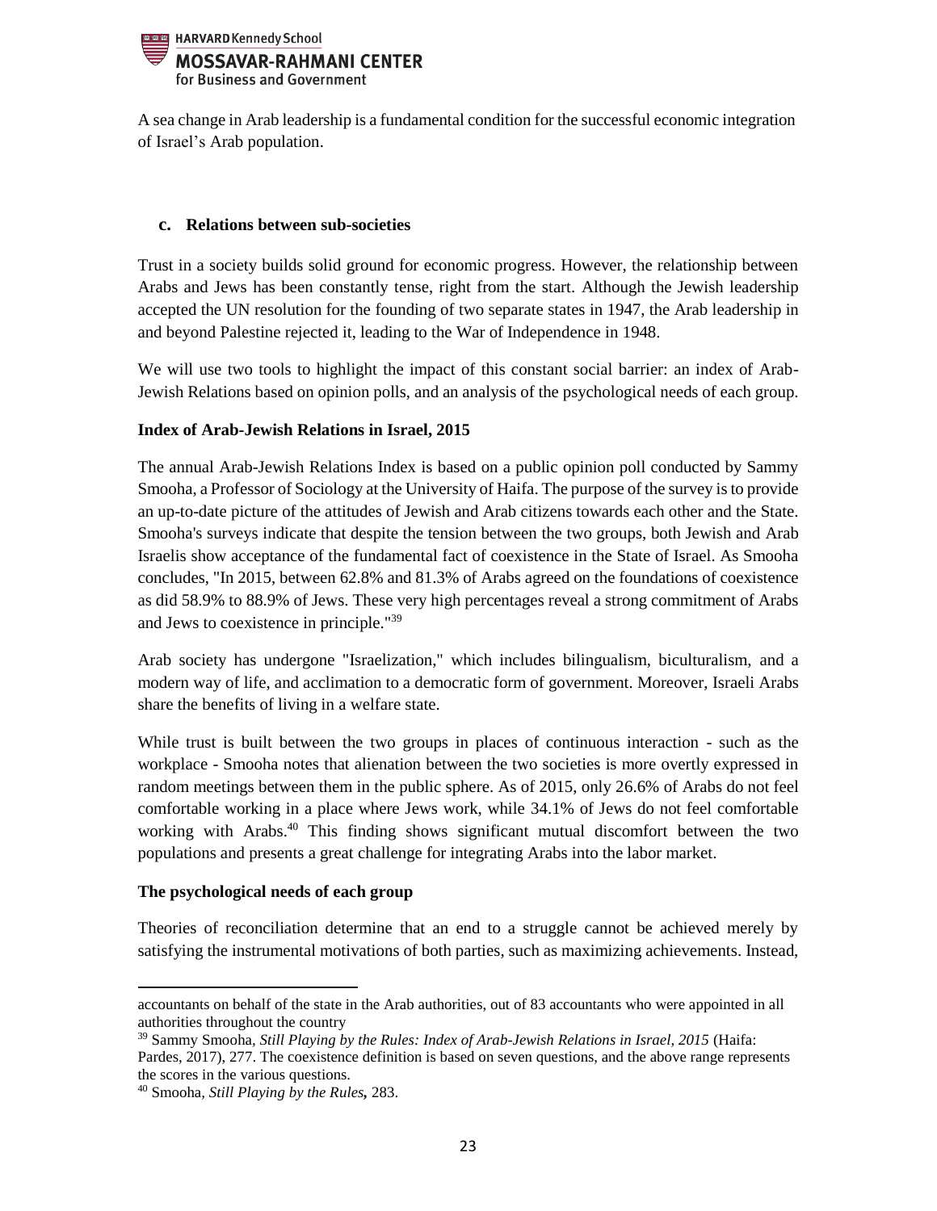A sea change in Arab leadership is a fundamental condition for the successful economic integration of Israel's Arab population.

### c. Relations between sub-societies

Trust in a society builds solid ground for economic progress. However, the relationship between Arabs and Jews has been constantly tense, right from the start. Although the Jewish leadership accepted the UN resolution for the founding of two separate states in 1947, the Arab leadership in and beyond Palestine rejected it, leading to the War of Independence in 1948.

We will use two tools to highlight the impact of this constant social barrier: an index of Arab-Jewish Relations based on opinion polls, and an analysis of the psychological needs of each group.

**Index of Arab-Jewish Relations in Israel, 2015**

The annual Arab-Jewish Relations Index is based on a public opinion poll conducted by Sammy Smooha, a Professor of Sociology at the University of Haifa. The purpose of the survey is to provide an up-to-date picture of the attitudes of Jewish and Arab citizens towards each other and the State. Smooha's surveys indicate that despite the tension between the two groups, both Jewish and Arab Israelis show acceptance of the fundamental fact of coexistence in the State of Israel. As Smooha concludes, "In 2015, between 62.8% and 81.3% of Arabs agreed on the foundations of coexistence as did 58.9% to 88.9% of Jews. These very high percentages reveal a strong commitment of Arabs and Jews to coexistence in principle."[39]

Arab society has undergone "Israelization," which includes bilingualism, biculturalism, and a modern way of life, and acclimation to a democratic form of government. Moreover, Israeli Arabs share the benefits of living in a welfare state.

While trust is built between the two groups in places of continuous interaction - such as the workplace - Smooha notes that alienation between the two societies is more overtly expressed in random meetings between them in the public sphere. As of 2015, only 26.6% of Arabs do not feel comfortable working in a place where Jews work, while 34.1% of Jews do not feel comfortable working with Arabs.[40] This finding shows significant mutual discomfort between the two populations and presents a great challenge for integrating Arabs into the labor market.

**The psychological needs of each group**

Theories of reconciliation determine that an end to a struggle cannot be achieved merely by satisfying the instrumental motivations of both parties, such as maximizing achievements. Instead,

---

accountants on behalf of the state in the Arab authorities, out of 83 accountants who were appointed in all authorities throughout the country

[39] Sammy Smooha, *Still Playing by the Rules: Index of Arab-Jewish Relations in Israel, 2015* (Haifa: Pardes, 2017), 277. The coexistence definition is based on seven questions, and the above range represents the scores in the various questions.

[40] Smooha, *Still Playing by the Rules,* 283.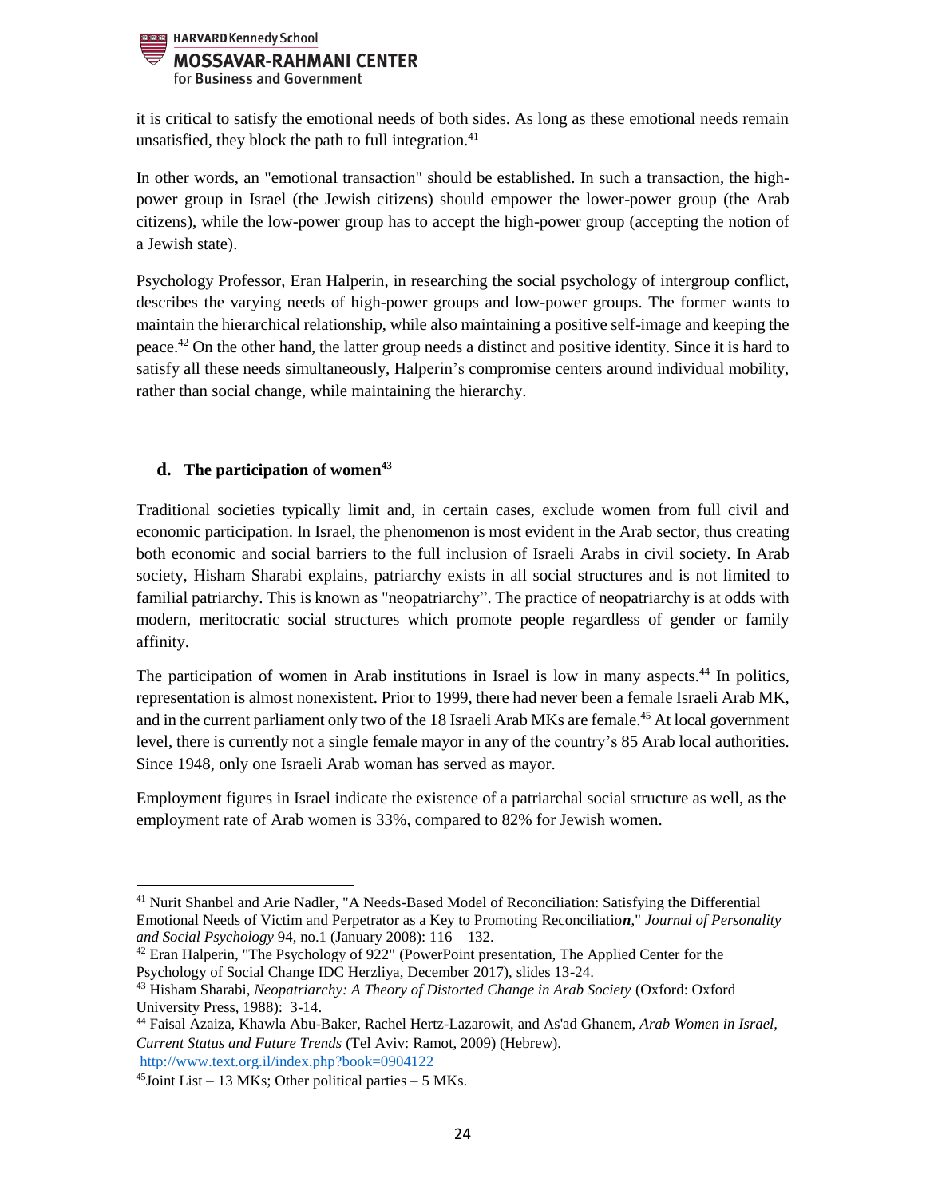it is critical to satisfy the emotional needs of both sides. As long as these emotional needs remain unsatisfied, they block the path to full integration.[41]

In other words, an "emotional transaction" should be established. In such a transaction, the high-power group in Israel (the Jewish citizens) should empower the lower-power group (the Arab citizens), while the low-power group has to accept the high-power group (accepting the notion of a Jewish state).

Psychology Professor, Eran Halperin, in researching the social psychology of intergroup conflict, describes the varying needs of high-power groups and low-power groups. The former wants to maintain the hierarchical relationship, while also maintaining a positive self-image and keeping the peace.[42] On the other hand, the latter group needs a distinct and positive identity. Since it is hard to satisfy all these needs simultaneously, Halperin's compromise centers around individual mobility, rather than social change, while maintaining the hierarchy.

### d. The participation of women[43]

Traditional societies typically limit and, in certain cases, exclude women from full civil and economic participation. In Israel, the phenomenon is most evident in the Arab sector, thus creating both economic and social barriers to the full inclusion of Israeli Arabs in civil society. In Arab society, Hisham Sharabi explains, patriarchy exists in all social structures and is not limited to familial patriarchy. This is known as "neopatriarchy". The practice of neopatriarchy is at odds with modern, meritocratic social structures which promote people regardless of gender or family affinity.

The participation of women in Arab institutions in Israel is low in many aspects.[44] In politics, representation is almost nonexistent. Prior to 1999, there had never been a female Israeli Arab MK, and in the current parliament only two of the 18 Israeli Arab MKs are female.[45] At local government level, there is currently not a single female mayor in any of the country's 85 Arab local authorities. Since 1948, only one Israeli Arab woman has served as mayor.

Employment figures in Israel indicate the existence of a patriarchal social structure as well, as the employment rate of Arab women is 33%, compared to 82% for Jewish women.

---

[41] Nurit Shanbel and Arie Nadler, "A Needs-Based Model of Reconciliation: Satisfying the Differential Emotional Needs of Victim and Perpetrator as a Key to Promoting Reconciliatio***n***," *Journal of Personality and Social Psychology* 94, no.1 (January 2008): 116 – 132.

[42] Eran Halperin, "The Psychology of 922" (PowerPoint presentation, The Applied Center for the Psychology of Social Change IDC Herzliya, December 2017), slides 13-24.

[43] Hisham Sharabi, *Neopatriarchy: A Theory of Distorted Change in Arab Society* (Oxford: Oxford University Press, 1988): 3-14.

[44] Faisal Azaiza, Khawla Abu-Baker, Rachel Hertz-Lazarowit, and As'ad Ghanem, *Arab Women in Israel, Current Status and Future Trends* (Tel Aviv: Ramot, 2009) (Hebrew). http://www.text.org.il/index.php?book=0904122

[45] Joint List – 13 MKs; Other political parties – 5 MKs.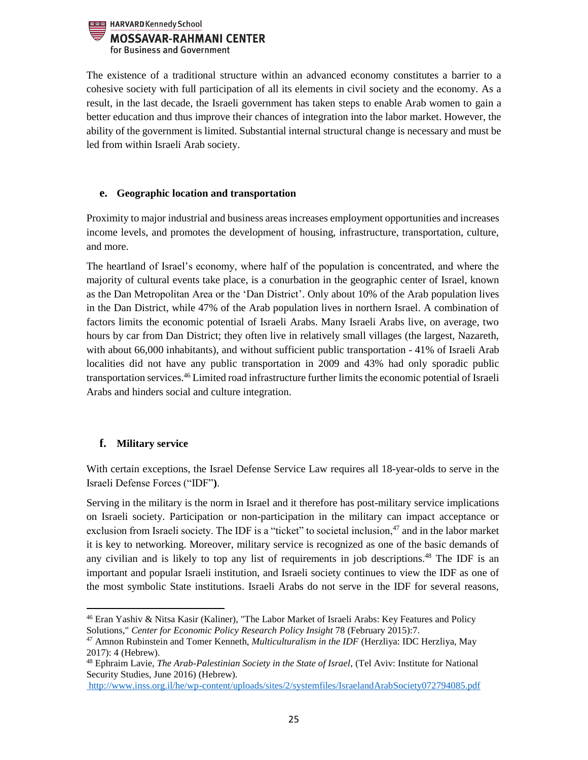The existence of a traditional structure within an advanced economy constitutes a barrier to a cohesive society with full participation of all its elements in civil society and the economy. As a result, in the last decade, the Israeli government has taken steps to enable Arab women to gain a better education and thus improve their chances of integration into the labor market. However, the ability of the government is limited. Substantial internal structural change is necessary and must be led from within Israeli Arab society.

### e. Geographic location and transportation

Proximity to major industrial and business areas increases employment opportunities and increases income levels, and promotes the development of housing, infrastructure, transportation, culture, and more.

The heartland of Israel's economy, where half of the population is concentrated, and where the majority of cultural events take place, is a conurbation in the geographic center of Israel, known as the Dan Metropolitan Area or the 'Dan District'. Only about 10% of the Arab population lives in the Dan District, while 47% of the Arab population lives in northern Israel. A combination of factors limits the economic potential of Israeli Arabs. Many Israeli Arabs live, on average, two hours by car from Dan District; they often live in relatively small villages (the largest, Nazareth, with about 66,000 inhabitants), and without sufficient public transportation - 41% of Israeli Arab localities did not have any public transportation in 2009 and 43% had only sporadic public transportation services.[46] Limited road infrastructure further limits the economic potential of Israeli Arabs and hinders social and culture integration.

### f. Military service

With certain exceptions, the Israel Defense Service Law requires all 18-year-olds to serve in the Israeli Defense Forces ("IDF"**)**.

Serving in the military is the norm in Israel and it therefore has post-military service implications on Israeli society. Participation or non-participation in the military can impact acceptance or exclusion from Israeli society. The IDF is a "ticket" to societal inclusion,[47] and in the labor market it is key to networking. Moreover, military service is recognized as one of the basic demands of any civilian and is likely to top any list of requirements in job descriptions.[48] The IDF is an important and popular Israeli institution, and Israeli society continues to view the IDF as one of the most symbolic State institutions. Israeli Arabs do not serve in the IDF for several reasons,

---

[46] Eran Yashiv & Nitsa Kasir (Kaliner), "The Labor Market of Israeli Arabs: Key Features and Policy Solutions," *Center for Economic Policy Research Policy Insight* 78 (February 2015):7.

[47] Amnon Rubinstein and Tomer Kenneth, *Multiculturalism in the IDF* (Herzliya: IDC Herzliya, May 2017): 4 (Hebrew).

[48] Ephraim Lavie, *The Arab-Palestinian Society in the State of Israel*, (Tel Aviv: Institute for National Security Studies, June 2016) (Hebrew). http://www.inss.org.il/he/wp-content/uploads/sites/2/systemfiles/IsraelandArabSociety072794085.pdf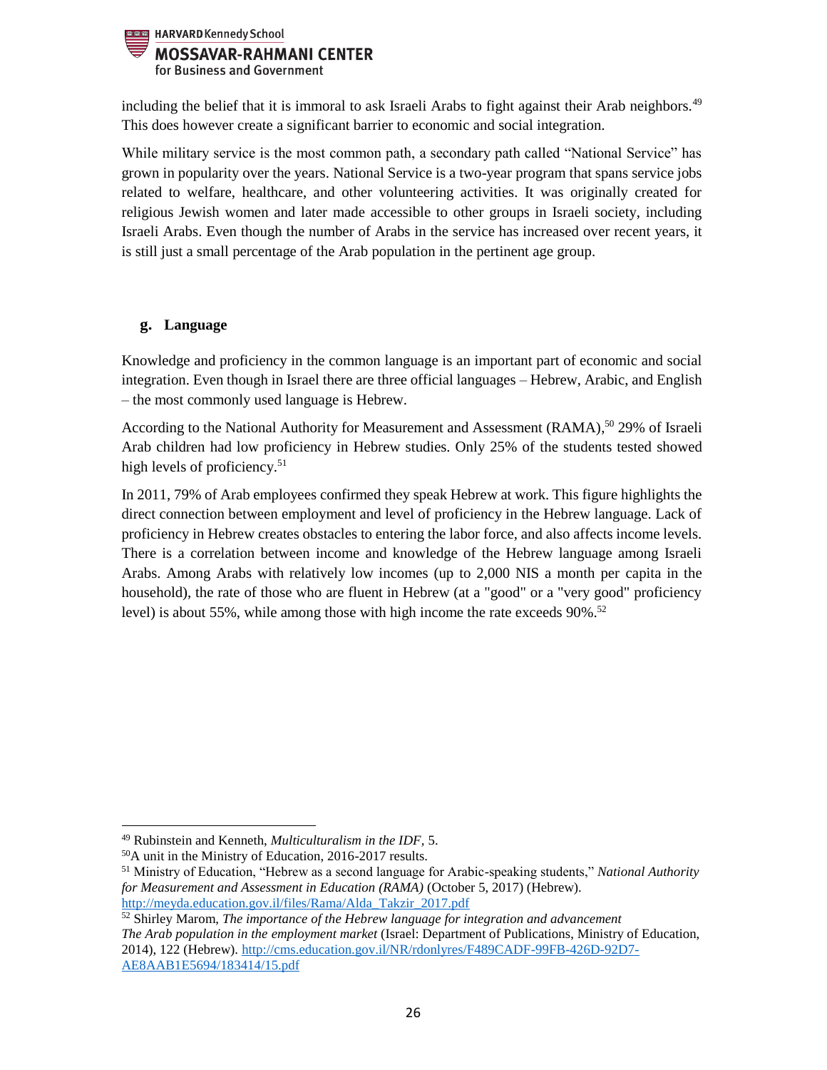including the belief that it is immoral to ask Israeli Arabs to fight against their Arab neighbors.[49] This does however create a significant barrier to economic and social integration.

While military service is the most common path, a secondary path called "National Service" has grown in popularity over the years. National Service is a two-year program that spans service jobs related to welfare, healthcare, and other volunteering activities. It was originally created for religious Jewish women and later made accessible to other groups in Israeli society, including Israeli Arabs. Even though the number of Arabs in the service has increased over recent years, it is still just a small percentage of the Arab population in the pertinent age group.

### g. Language

Knowledge and proficiency in the common language is an important part of economic and social integration. Even though in Israel there are three official languages – Hebrew, Arabic, and English – the most commonly used language is Hebrew.

According to the National Authority for Measurement and Assessment (RAMA),[50] 29% of Israeli Arab children had low proficiency in Hebrew studies. Only 25% of the students tested showed high levels of proficiency.[51]

In 2011, 79% of Arab employees confirmed they speak Hebrew at work. This figure highlights the direct connection between employment and level of proficiency in the Hebrew language. Lack of proficiency in Hebrew creates obstacles to entering the labor force, and also affects income levels. There is a correlation between income and knowledge of the Hebrew language among Israeli Arabs. Among Arabs with relatively low incomes (up to 2,000 NIS a month per capita in the household), the rate of those who are fluent in Hebrew (at a "good" or a "very good" proficiency level) is about 55%, while among those with high income the rate exceeds 90%.[52]

---

[49] Rubinstein and Kenneth, *Multiculturalism in the IDF,* 5.

[50] A unit in the Ministry of Education, 2016-2017 results.

[51] Ministry of Education, "Hebrew as a second language for Arabic-speaking students," *National Authority for Measurement and Assessment in Education (RAMA)* (October 5, 2017) (Hebrew). http://meyda.education.gov.il/files/Rama/Alda_Takzir_2017.pdf

[52] Shirley Marom, *The importance of the Hebrew language for integration and advancement The Arab population in the employment market* (Israel: Department of Publications, Ministry of Education, 2014), 122 (Hebrew). http://cms.education.gov.il/NR/rdonlyres/F489CADF-99FB-426D-92D7-AE8AAB1E5694/183414/15.pdf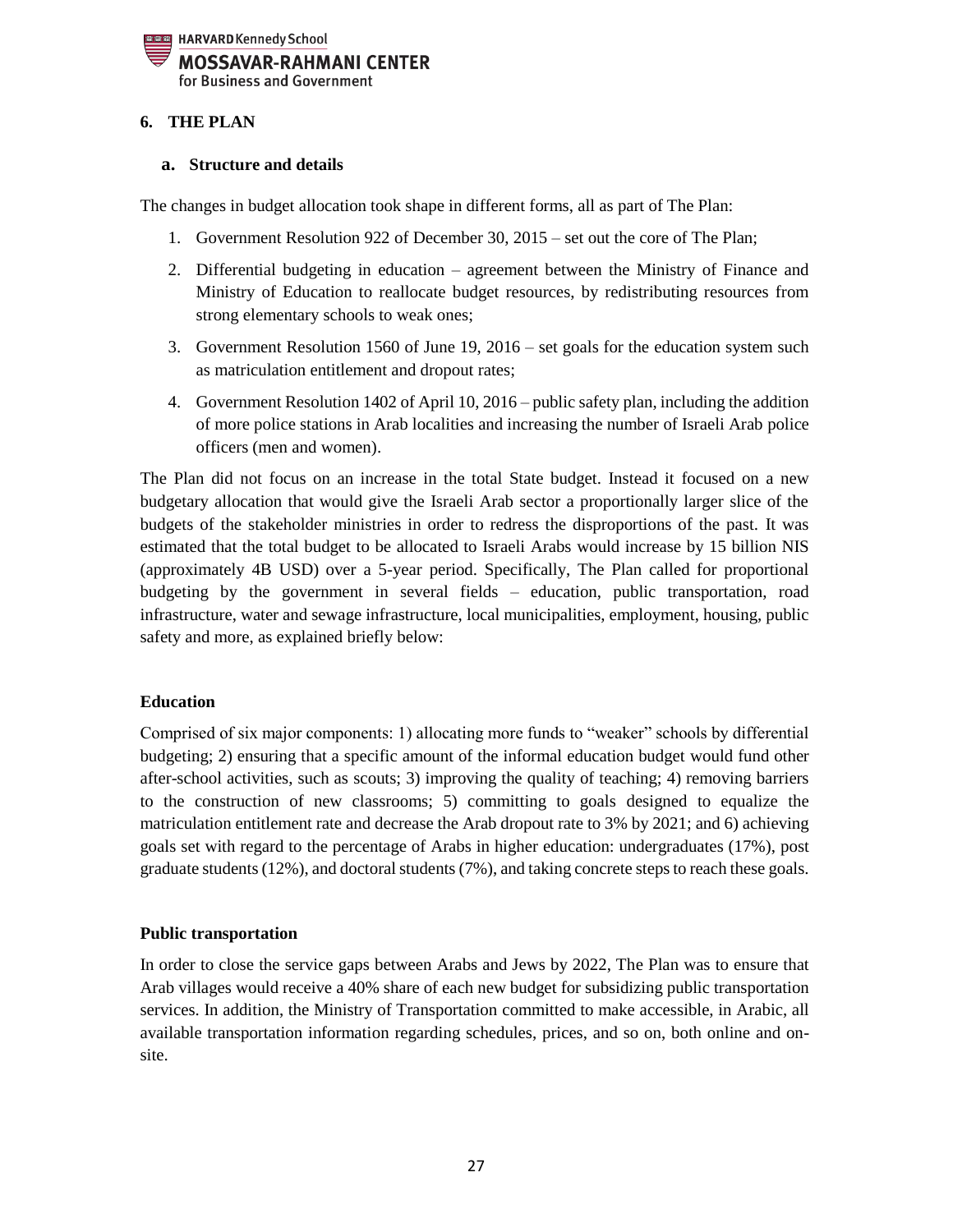## 6. THE PLAN

### a. Structure and details

The changes in budget allocation took shape in different forms, all as part of The Plan:

1. Government Resolution 922 of December 30, 2015 – set out the core of The Plan;
2. Differential budgeting in education – agreement between the Ministry of Finance and Ministry of Education to reallocate budget resources, by redistributing resources from strong elementary schools to weak ones;
3. Government Resolution 1560 of June 19, 2016 – set goals for the education system such as matriculation entitlement and dropout rates;
4. Government Resolution 1402 of April 10, 2016 – public safety plan, including the addition of more police stations in Arab localities and increasing the number of Israeli Arab police officers (men and women).

The Plan did not focus on an increase in the total State budget. Instead it focused on a new budgetary allocation that would give the Israeli Arab sector a proportionally larger slice of the budgets of the stakeholder ministries in order to redress the disproportions of the past. It was estimated that the total budget to be allocated to Israeli Arabs would increase by 15 billion NIS (approximately 4B USD) over a 5-year period. Specifically, The Plan called for proportional budgeting by the government in several fields – education, public transportation, road infrastructure, water and sewage infrastructure, local municipalities, employment, housing, public safety and more, as explained briefly below:

**Education**

Comprised of six major components: 1) allocating more funds to "weaker" schools by differential budgeting; 2) ensuring that a specific amount of the informal education budget would fund other after-school activities, such as scouts; 3) improving the quality of teaching; 4) removing barriers to the construction of new classrooms; 5) committing to goals designed to equalize the matriculation entitlement rate and decrease the Arab dropout rate to 3% by 2021; and 6) achieving goals set with regard to the percentage of Arabs in higher education: undergraduates (17%), post graduate students (12%), and doctoral students (7%), and taking concrete steps to reach these goals.

**Public transportation**

In order to close the service gaps between Arabs and Jews by 2022, The Plan was to ensure that Arab villages would receive a 40% share of each new budget for subsidizing public transportation services. In addition, the Ministry of Transportation committed to make accessible, in Arabic, all available transportation information regarding schedules, prices, and so on, both online and on-site.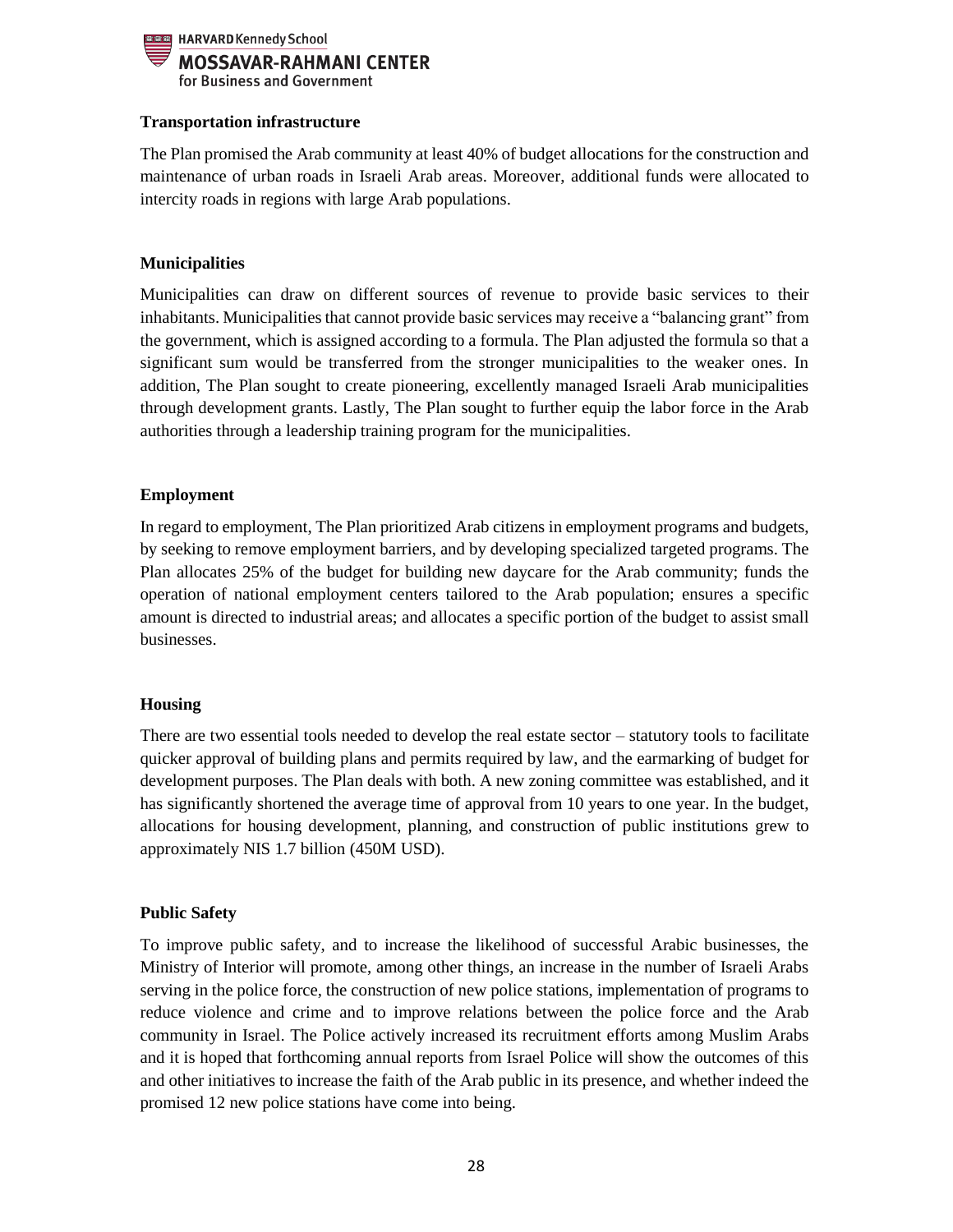**Transportation infrastructure**

The Plan promised the Arab community at least 40% of budget allocations for the construction and maintenance of urban roads in Israeli Arab areas. Moreover, additional funds were allocated to intercity roads in regions with large Arab populations.

**Municipalities**

Municipalities can draw on different sources of revenue to provide basic services to their inhabitants. Municipalities that cannot provide basic services may receive a "balancing grant" from the government, which is assigned according to a formula. The Plan adjusted the formula so that a significant sum would be transferred from the stronger municipalities to the weaker ones. In addition, The Plan sought to create pioneering, excellently managed Israeli Arab municipalities through development grants. Lastly, The Plan sought to further equip the labor force in the Arab authorities through a leadership training program for the municipalities.

**Employment**

In regard to employment, The Plan prioritized Arab citizens in employment programs and budgets, by seeking to remove employment barriers, and by developing specialized targeted programs. The Plan allocates 25% of the budget for building new daycare for the Arab community; funds the operation of national employment centers tailored to the Arab population; ensures a specific amount is directed to industrial areas; and allocates a specific portion of the budget to assist small businesses.

**Housing**

There are two essential tools needed to develop the real estate sector – statutory tools to facilitate quicker approval of building plans and permits required by law, and the earmarking of budget for development purposes. The Plan deals with both. A new zoning committee was established, and it has significantly shortened the average time of approval from 10 years to one year. In the budget, allocations for housing development, planning, and construction of public institutions grew to approximately NIS 1.7 billion (450M USD).

**Public Safety**

To improve public safety, and to increase the likelihood of successful Arabic businesses, the Ministry of Interior will promote, among other things, an increase in the number of Israeli Arabs serving in the police force, the construction of new police stations, implementation of programs to reduce violence and crime and to improve relations between the police force and the Arab community in Israel. The Police actively increased its recruitment efforts among Muslim Arabs and it is hoped that forthcoming annual reports from Israel Police will show the outcomes of this and other initiatives to increase the faith of the Arab public in its presence, and whether indeed the promised 12 new police stations have come into being.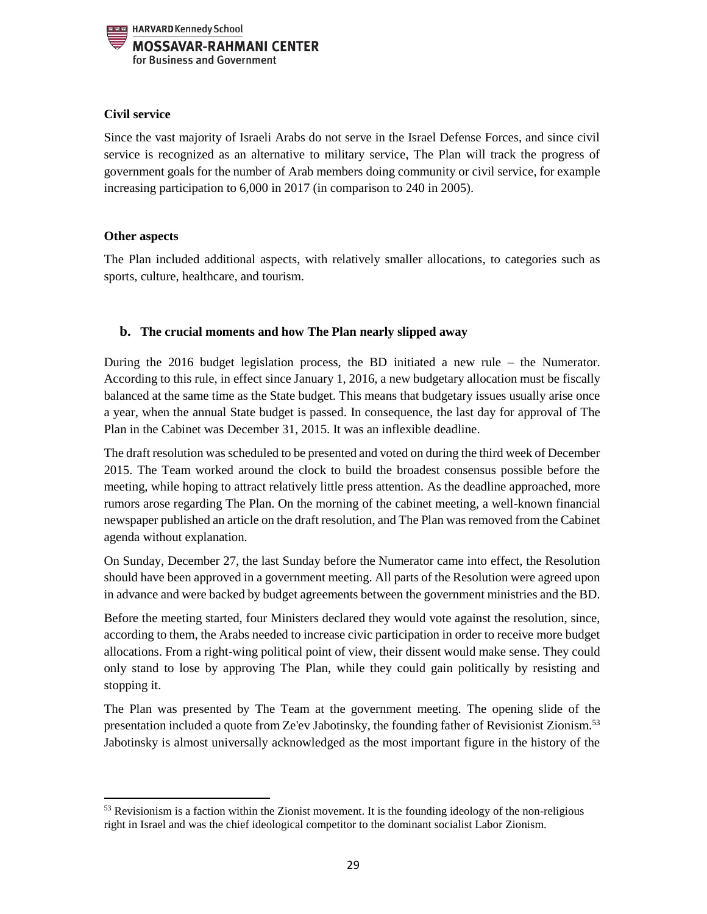### Civil service

Since the vast majority of Israeli Arabs do not serve in the Israel Defense Forces, and since civil service is recognized as an alternative to military service, The Plan will track the progress of government goals for the number of Arab members doing community or civil service, for example increasing participation to 6,000 in 2017 (in comparison to 240 in 2005).

### Other aspects

The Plan included additional aspects, with relatively smaller allocations, to categories such as sports, culture, healthcare, and tourism.

## b. The crucial moments and how The Plan nearly slipped away

During the 2016 budget legislation process, the BD initiated a new rule – the Numerator. According to this rule, in effect since January 1, 2016, a new budgetary allocation must be fiscally balanced at the same time as the State budget. This means that budgetary issues usually arise once a year, when the annual State budget is passed. In consequence, the last day for approval of The Plan in the Cabinet was December 31, 2015. It was an inflexible deadline.

The draft resolution was scheduled to be presented and voted on during the third week of December 2015. The Team worked around the clock to build the broadest consensus possible before the meeting, while hoping to attract relatively little press attention. As the deadline approached, more rumors arose regarding The Plan. On the morning of the cabinet meeting, a well-known financial newspaper published an article on the draft resolution, and The Plan was removed from the Cabinet agenda without explanation.

On Sunday, December 27, the last Sunday before the Numerator came into effect, the Resolution should have been approved in a government meeting. All parts of the Resolution were agreed upon in advance and were backed by budget agreements between the government ministries and the BD.

Before the meeting started, four Ministers declared they would vote against the resolution, since, according to them, the Arabs needed to increase civic participation in order to receive more budget allocations. From a right-wing political point of view, their dissent would make sense. They could only stand to lose by approving The Plan, while they could gain politically by resisting and stopping it.

The Plan was presented by The Team at the government meeting. The opening slide of the presentation included a quote from Ze'ev Jabotinsky, the founding father of Revisionist Zionism.[53] Jabotinsky is almost universally acknowledged as the most important figure in the history of the

[53] Revisionism is a faction within the Zionist movement. It is the founding ideology of the non-religious right in Israel and was the chief ideological competitor to the dominant socialist Labor Zionism.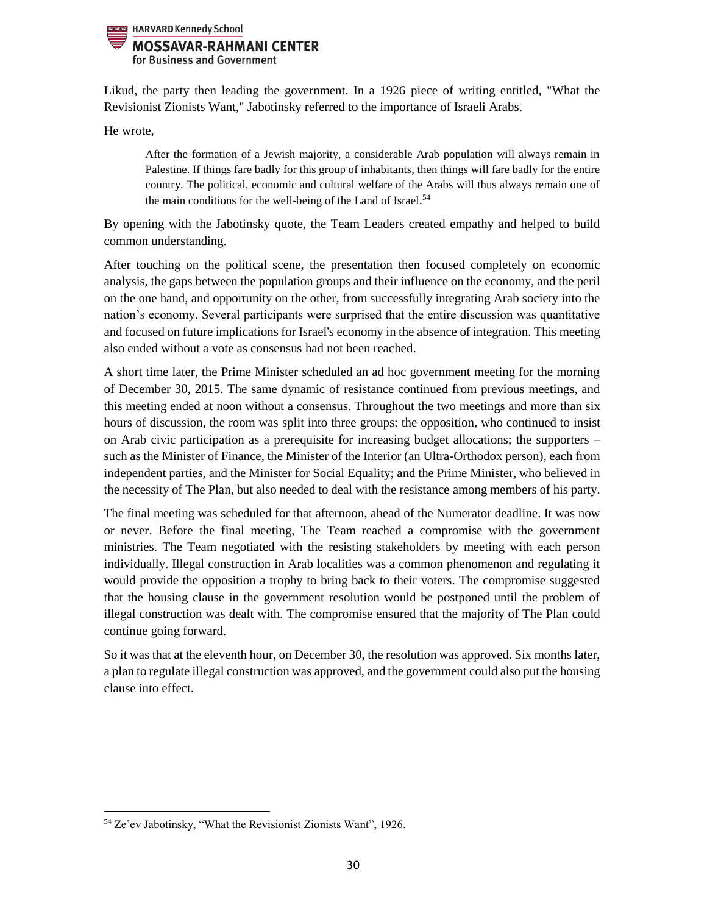Likud, the party then leading the government. In a 1926 piece of writing entitled, "What the Revisionist Zionists Want," Jabotinsky referred to the importance of Israeli Arabs.

He wrote,

> After the formation of a Jewish majority, a considerable Arab population will always remain in Palestine. If things fare badly for this group of inhabitants, then things will fare badly for the entire country. The political, economic and cultural welfare of the Arabs will thus always remain one of the main conditions for the well-being of the Land of Israel.[54]

By opening with the Jabotinsky quote, the Team Leaders created empathy and helped to build common understanding.

After touching on the political scene, the presentation then focused completely on economic analysis, the gaps between the population groups and their influence on the economy, and the peril on the one hand, and opportunity on the other, from successfully integrating Arab society into the nation's economy. Several participants were surprised that the entire discussion was quantitative and focused on future implications for Israel's economy in the absence of integration. This meeting also ended without a vote as consensus had not been reached.

A short time later, the Prime Minister scheduled an ad hoc government meeting for the morning of December 30, 2015. The same dynamic of resistance continued from previous meetings, and this meeting ended at noon without a consensus. Throughout the two meetings and more than six hours of discussion, the room was split into three groups: the opposition, who continued to insist on Arab civic participation as a prerequisite for increasing budget allocations; the supporters – such as the Minister of Finance, the Minister of the Interior (an Ultra-Orthodox person), each from independent parties, and the Minister for Social Equality; and the Prime Minister, who believed in the necessity of The Plan, but also needed to deal with the resistance among members of his party.

The final meeting was scheduled for that afternoon, ahead of the Numerator deadline. It was now or never. Before the final meeting, The Team reached a compromise with the government ministries. The Team negotiated with the resisting stakeholders by meeting with each person individually. Illegal construction in Arab localities was a common phenomenon and regulating it would provide the opposition a trophy to bring back to their voters. The compromise suggested that the housing clause in the government resolution would be postponed until the problem of illegal construction was dealt with. The compromise ensured that the majority of The Plan could continue going forward.

So it was that at the eleventh hour, on December 30, the resolution was approved. Six months later, a plan to regulate illegal construction was approved, and the government could also put the housing clause into effect.

[54] Ze'ev Jabotinsky, "What the Revisionist Zionists Want", 1926.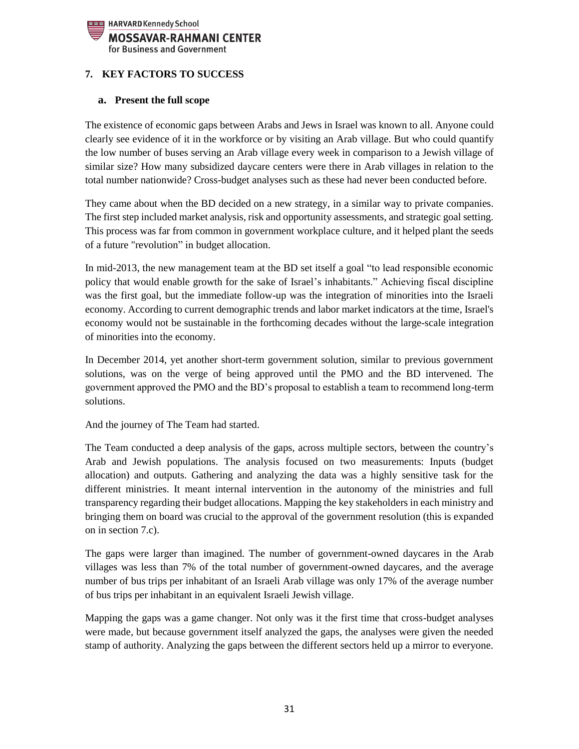## 7. KEY FACTORS TO SUCCESS

### a. Present the full scope

The existence of economic gaps between Arabs and Jews in Israel was known to all. Anyone could clearly see evidence of it in the workforce or by visiting an Arab village. But who could quantify the low number of buses serving an Arab village every week in comparison to a Jewish village of similar size? How many subsidized daycare centers were there in Arab villages in relation to the total number nationwide? Cross-budget analyses such as these had never been conducted before.

They came about when the BD decided on a new strategy, in a similar way to private companies. The first step included market analysis, risk and opportunity assessments, and strategic goal setting. This process was far from common in government workplace culture, and it helped plant the seeds of a future "revolution" in budget allocation.

In mid-2013, the new management team at the BD set itself a goal "to lead responsible economic policy that would enable growth for the sake of Israel's inhabitants." Achieving fiscal discipline was the first goal, but the immediate follow-up was the integration of minorities into the Israeli economy. According to current demographic trends and labor market indicators at the time, Israel's economy would not be sustainable in the forthcoming decades without the large-scale integration of minorities into the economy.

In December 2014, yet another short-term government solution, similar to previous government solutions, was on the verge of being approved until the PMO and the BD intervened. The government approved the PMO and the BD's proposal to establish a team to recommend long-term solutions.

And the journey of The Team had started.

The Team conducted a deep analysis of the gaps, across multiple sectors, between the country's Arab and Jewish populations. The analysis focused on two measurements: Inputs (budget allocation) and outputs. Gathering and analyzing the data was a highly sensitive task for the different ministries. It meant internal intervention in the autonomy of the ministries and full transparency regarding their budget allocations. Mapping the key stakeholders in each ministry and bringing them on board was crucial to the approval of the government resolution (this is expanded on in section 7.c).

The gaps were larger than imagined. The number of government-owned daycares in the Arab villages was less than 7% of the total number of government-owned daycares, and the average number of bus trips per inhabitant of an Israeli Arab village was only 17% of the average number of bus trips per inhabitant in an equivalent Israeli Jewish village.

Mapping the gaps was a game changer. Not only was it the first time that cross-budget analyses were made, but because government itself analyzed the gaps, the analyses were given the needed stamp of authority. Analyzing the gaps between the different sectors held up a mirror to everyone.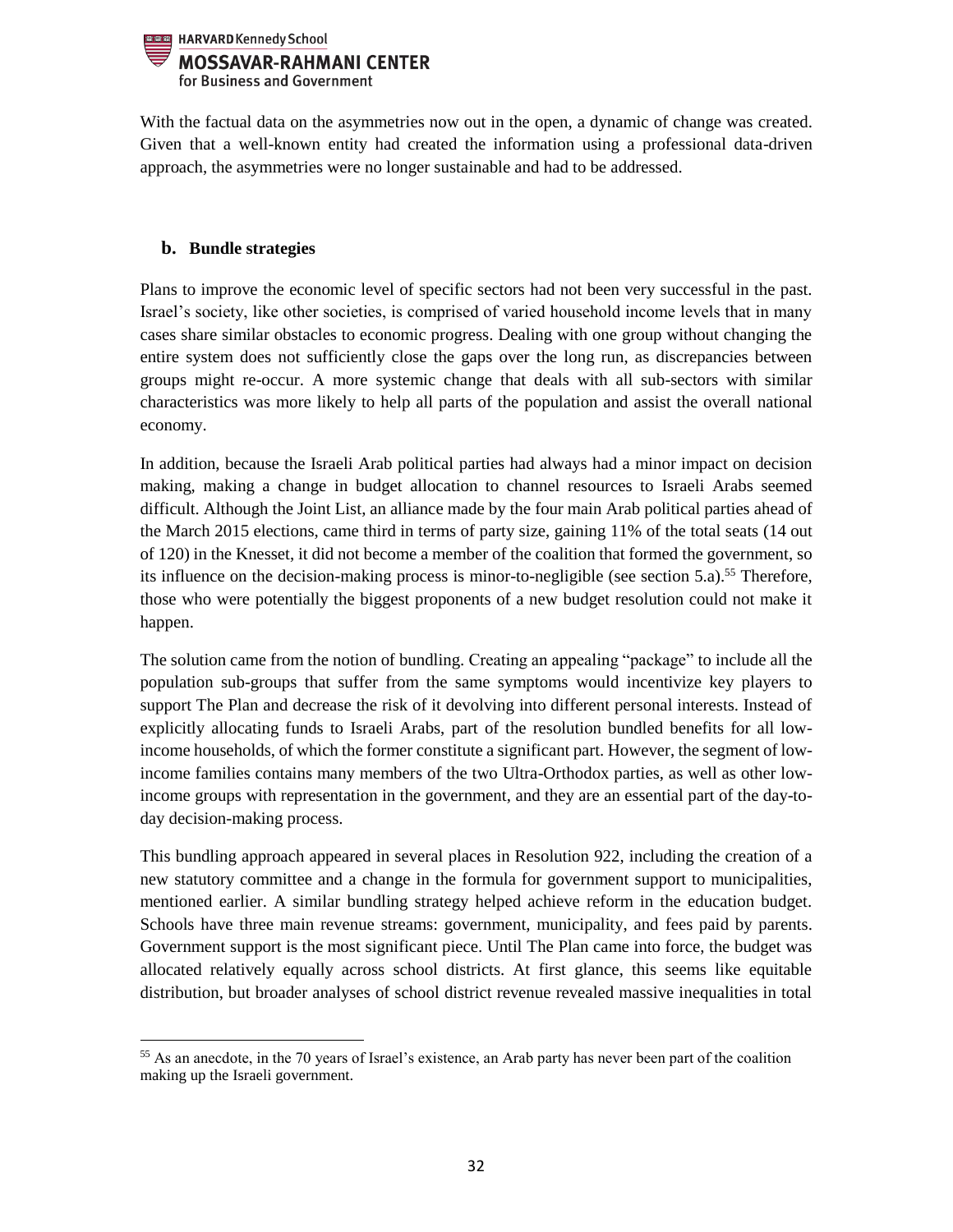With the factual data on the asymmetries now out in the open, a dynamic of change was created. Given that a well-known entity had created the information using a professional data-driven approach, the asymmetries were no longer sustainable and had to be addressed.

### b. Bundle strategies

Plans to improve the economic level of specific sectors had not been very successful in the past. Israel's society, like other societies, is comprised of varied household income levels that in many cases share similar obstacles to economic progress. Dealing with one group without changing the entire system does not sufficiently close the gaps over the long run, as discrepancies between groups might re-occur. A more systemic change that deals with all sub-sectors with similar characteristics was more likely to help all parts of the population and assist the overall national economy.

In addition, because the Israeli Arab political parties had always had a minor impact on decision making, making a change in budget allocation to channel resources to Israeli Arabs seemed difficult. Although the Joint List, an alliance made by the four main Arab political parties ahead of the March 2015 elections, came third in terms of party size, gaining 11% of the total seats (14 out of 120) in the Knesset, it did not become a member of the coalition that formed the government, so its influence on the decision-making process is minor-to-negligible (see section 5.a).[55] Therefore, those who were potentially the biggest proponents of a new budget resolution could not make it happen.

The solution came from the notion of bundling. Creating an appealing "package" to include all the population sub-groups that suffer from the same symptoms would incentivize key players to support The Plan and decrease the risk of it devolving into different personal interests. Instead of explicitly allocating funds to Israeli Arabs, part of the resolution bundled benefits for all low-income households, of which the former constitute a significant part. However, the segment of low-income families contains many members of the two Ultra-Orthodox parties, as well as other low-income groups with representation in the government, and they are an essential part of the day-to-day decision-making process.

This bundling approach appeared in several places in Resolution 922, including the creation of a new statutory committee and a change in the formula for government support to municipalities, mentioned earlier. A similar bundling strategy helped achieve reform in the education budget. Schools have three main revenue streams: government, municipality, and fees paid by parents. Government support is the most significant piece. Until The Plan came into force, the budget was allocated relatively equally across school districts. At first glance, this seems like equitable distribution, but broader analyses of school district revenue revealed massive inequalities in total

[55] As an anecdote, in the 70 years of Israel's existence, an Arab party has never been part of the coalition making up the Israeli government.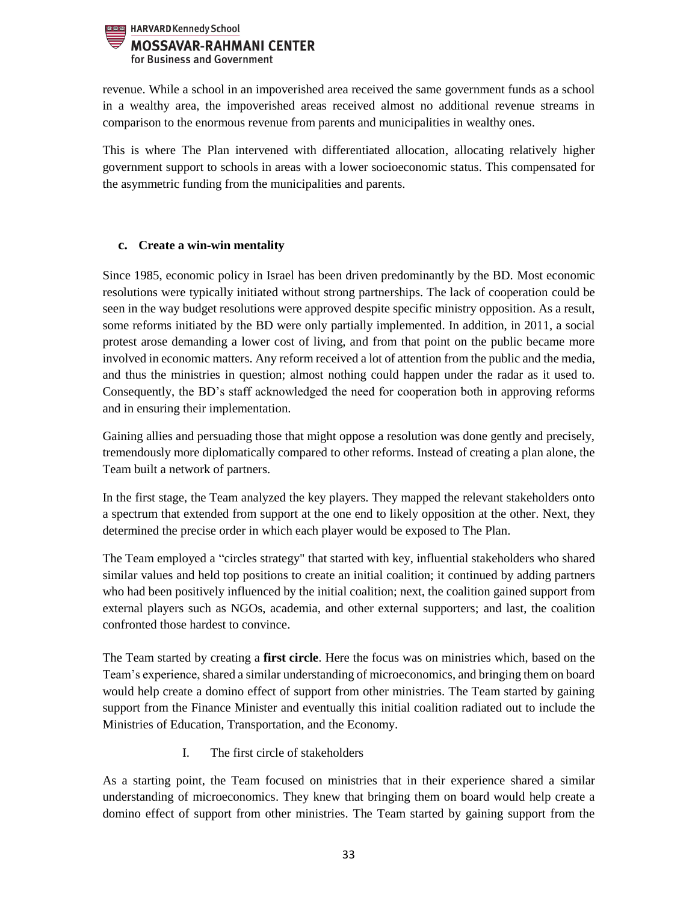revenue. While a school in an impoverished area received the same government funds as a school in a wealthy area, the impoverished areas received almost no additional revenue streams in comparison to the enormous revenue from parents and municipalities in wealthy ones.

This is where The Plan intervened with differentiated allocation, allocating relatively higher government support to schools in areas with a lower socioeconomic status. This compensated for the asymmetric funding from the municipalities and parents.

### c. Create a win-win mentality

Since 1985, economic policy in Israel has been driven predominantly by the BD. Most economic resolutions were typically initiated without strong partnerships. The lack of cooperation could be seen in the way budget resolutions were approved despite specific ministry opposition. As a result, some reforms initiated by the BD were only partially implemented. In addition, in 2011, a social protest arose demanding a lower cost of living, and from that point on the public became more involved in economic matters. Any reform received a lot of attention from the public and the media, and thus the ministries in question; almost nothing could happen under the radar as it used to. Consequently, the BD's staff acknowledged the need for cooperation both in approving reforms and in ensuring their implementation.

Gaining allies and persuading those that might oppose a resolution was done gently and precisely, tremendously more diplomatically compared to other reforms. Instead of creating a plan alone, the Team built a network of partners.

In the first stage, the Team analyzed the key players. They mapped the relevant stakeholders onto a spectrum that extended from support at the one end to likely opposition at the other. Next, they determined the precise order in which each player would be exposed to The Plan.

The Team employed a "circles strategy" that started with key, influential stakeholders who shared similar values and held top positions to create an initial coalition; it continued by adding partners who had been positively influenced by the initial coalition; next, the coalition gained support from external players such as NGOs, academia, and other external supporters; and last, the coalition confronted those hardest to convince.

The Team started by creating a **first circle**. Here the focus was on ministries which, based on the Team's experience, shared a similar understanding of microeconomics, and bringing them on board would help create a domino effect of support from other ministries. The Team started by gaining support from the Finance Minister and eventually this initial coalition radiated out to include the Ministries of Education, Transportation, and the Economy.

#### I. The first circle of stakeholders

As a starting point, the Team focused on ministries that in their experience shared a similar understanding of microeconomics. They knew that bringing them on board would help create a domino effect of support from other ministries. The Team started by gaining support from the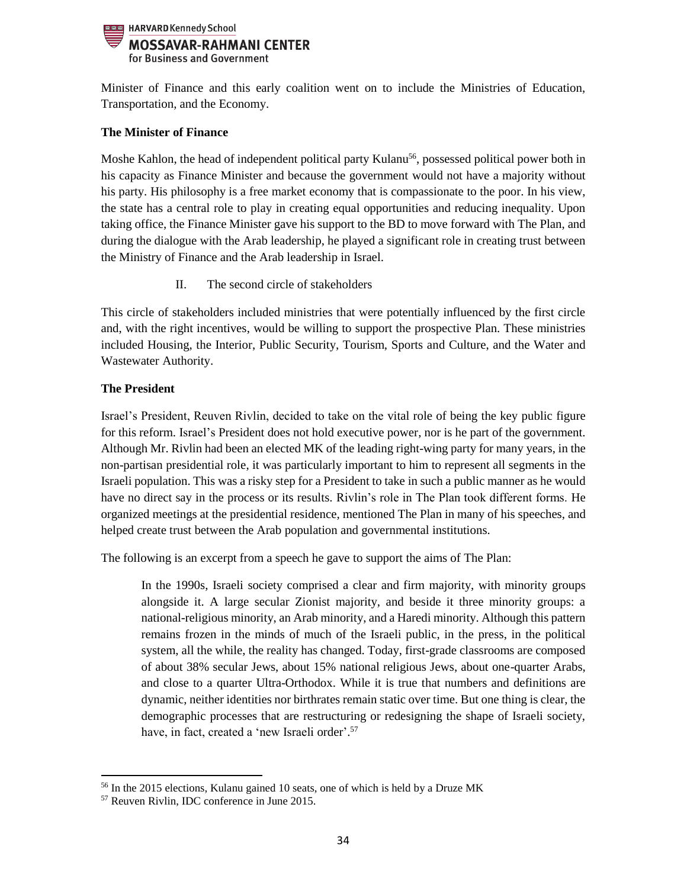Minister of Finance and this early coalition went on to include the Ministries of Education, Transportation, and the Economy.

**The Minister of Finance**

Moshe Kahlon, the head of independent political party Kulanu[56], possessed political power both in his capacity as Finance Minister and because the government would not have a majority without his party. His philosophy is a free market economy that is compassionate to the poor. In his view, the state has a central role to play in creating equal opportunities and reducing inequality. Upon taking office, the Finance Minister gave his support to the BD to move forward with The Plan, and during the dialogue with the Arab leadership, he played a significant role in creating trust between the Ministry of Finance and the Arab leadership in Israel.

II. The second circle of stakeholders

This circle of stakeholders included ministries that were potentially influenced by the first circle and, with the right incentives, would be willing to support the prospective Plan. These ministries included Housing, the Interior, Public Security, Tourism, Sports and Culture, and the Water and Wastewater Authority.

**The President**

Israel's President, Reuven Rivlin, decided to take on the vital role of being the key public figure for this reform. Israel's President does not hold executive power, nor is he part of the government. Although Mr. Rivlin had been an elected MK of the leading right-wing party for many years, in the non-partisan presidential role, it was particularly important to him to represent all segments in the Israeli population. This was a risky step for a President to take in such a public manner as he would have no direct say in the process or its results. Rivlin's role in The Plan took different forms. He organized meetings at the presidential residence, mentioned The Plan in many of his speeches, and helped create trust between the Arab population and governmental institutions.

The following is an excerpt from a speech he gave to support the aims of The Plan:

> In the 1990s, Israeli society comprised a clear and firm majority, with minority groups alongside it. A large secular Zionist majority, and beside it three minority groups: a national-religious minority, an Arab minority, and a Haredi minority. Although this pattern remains frozen in the minds of much of the Israeli public, in the press, in the political system, all the while, the reality has changed. Today, first-grade classrooms are composed of about 38% secular Jews, about 15% national religious Jews, about one-quarter Arabs, and close to a quarter Ultra-Orthodox. While it is true that numbers and definitions are dynamic, neither identities nor birthrates remain static over time. But one thing is clear, the demographic processes that are restructuring or redesigning the shape of Israeli society, have, in fact, created a 'new Israeli order'.[57]

---

[56] In the 2015 elections, Kulanu gained 10 seats, one of which is held by a Druze MK

[57] Reuven Rivlin, IDC conference in June 2015.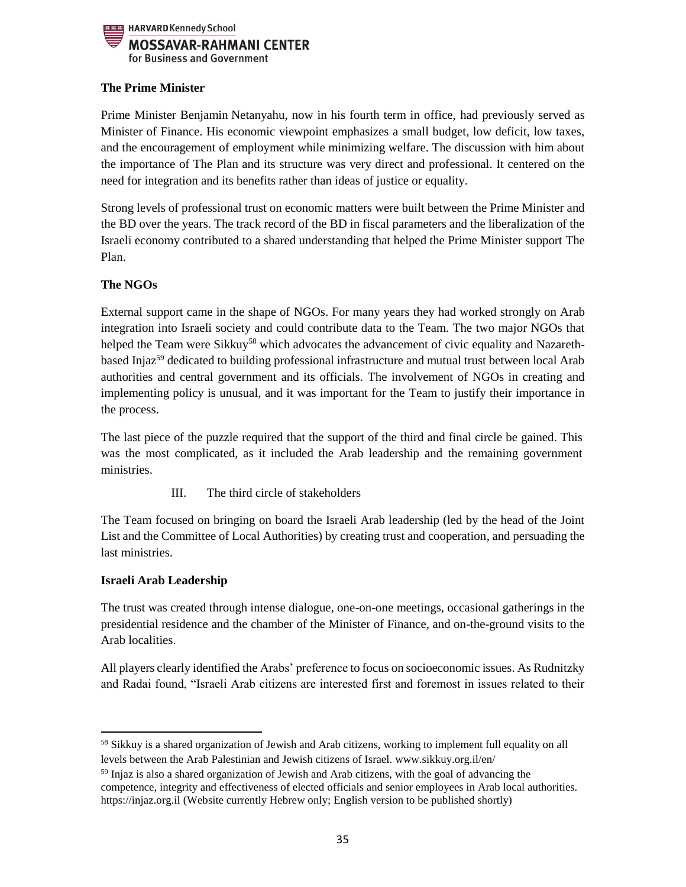### The Prime Minister

Prime Minister Benjamin Netanyahu, now in his fourth term in office, had previously served as Minister of Finance. His economic viewpoint emphasizes a small budget, low deficit, low taxes, and the encouragement of employment while minimizing welfare. The discussion with him about the importance of The Plan and its structure was very direct and professional. It centered on the need for integration and its benefits rather than ideas of justice or equality.

Strong levels of professional trust on economic matters were built between the Prime Minister and the BD over the years. The track record of the BD in fiscal parameters and the liberalization of the Israeli economy contributed to a shared understanding that helped the Prime Minister support The Plan.

### The NGOs

External support came in the shape of NGOs. For many years they had worked strongly on Arab integration into Israeli society and could contribute data to the Team. The two major NGOs that helped the Team were Sikkuy[58] which advocates the advancement of civic equality and Nazareth-based Injaz[59] dedicated to building professional infrastructure and mutual trust between local Arab authorities and central government and its officials. The involvement of NGOs in creating and implementing policy is unusual, and it was important for the Team to justify their importance in the process.

The last piece of the puzzle required that the support of the third and final circle be gained. This was the most complicated, as it included the Arab leadership and the remaining government ministries.

III. The third circle of stakeholders

The Team focused on bringing on board the Israeli Arab leadership (led by the head of the Joint List and the Committee of Local Authorities) by creating trust and cooperation, and persuading the last ministries.

### Israeli Arab Leadership

The trust was created through intense dialogue, one-on-one meetings, occasional gatherings in the presidential residence and the chamber of the Minister of Finance, and on-the-ground visits to the Arab localities.

All players clearly identified the Arabs' preference to focus on socioeconomic issues. As Rudnitzky and Radai found, "Israeli Arab citizens are interested first and foremost in issues related to their

---

[58] Sikkuy is a shared organization of Jewish and Arab citizens, working to implement full equality on all levels between the Arab Palestinian and Jewish citizens of Israel. www.sikkuy.org.il/en/

[59] Injaz is also a shared organization of Jewish and Arab citizens, with the goal of advancing the competence, integrity and effectiveness of elected officials and senior employees in Arab local authorities. https://injaz.org.il (Website currently Hebrew only; English version to be published shortly)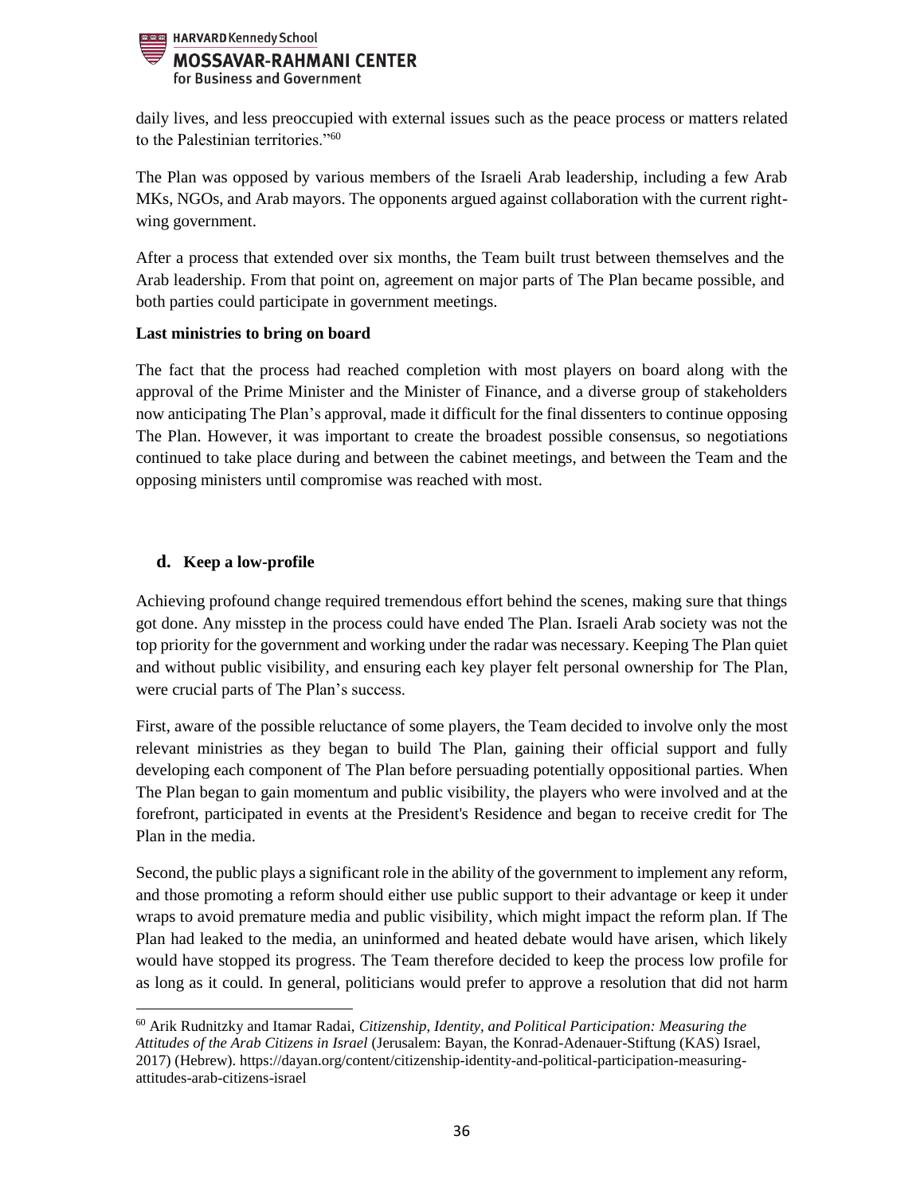daily lives, and less preoccupied with external issues such as the peace process or matters related to the Palestinian territories."[60]

The Plan was opposed by various members of the Israeli Arab leadership, including a few Arab MKs, NGOs, and Arab mayors. The opponents argued against collaboration with the current right-wing government.

After a process that extended over six months, the Team built trust between themselves and the Arab leadership. From that point on, agreement on major parts of The Plan became possible, and both parties could participate in government meetings.

**Last ministries to bring on board**

The fact that the process had reached completion with most players on board along with the approval of the Prime Minister and the Minister of Finance, and a diverse group of stakeholders now anticipating The Plan's approval, made it difficult for the final dissenters to continue opposing The Plan. However, it was important to create the broadest possible consensus, so negotiations continued to take place during and between the cabinet meetings, and between the Team and the opposing ministers until compromise was reached with most.

### d. Keep a low-profile

Achieving profound change required tremendous effort behind the scenes, making sure that things got done. Any misstep in the process could have ended The Plan. Israeli Arab society was not the top priority for the government and working under the radar was necessary. Keeping The Plan quiet and without public visibility, and ensuring each key player felt personal ownership for The Plan, were crucial parts of The Plan's success.

First, aware of the possible reluctance of some players, the Team decided to involve only the most relevant ministries as they began to build The Plan, gaining their official support and fully developing each component of The Plan before persuading potentially oppositional parties. When The Plan began to gain momentum and public visibility, the players who were involved and at the forefront, participated in events at the President's Residence and began to receive credit for The Plan in the media.

Second, the public plays a significant role in the ability of the government to implement any reform, and those promoting a reform should either use public support to their advantage or keep it under wraps to avoid premature media and public visibility, which might impact the reform plan. If The Plan had leaked to the media, an uninformed and heated debate would have arisen, which likely would have stopped its progress. The Team therefore decided to keep the process low profile for as long as it could. In general, politicians would prefer to approve a resolution that did not harm

---

[60] Arik Rudnitzky and Itamar Radai, *Citizenship, Identity, and Political Participation: Measuring the Attitudes of the Arab Citizens in Israel* (Jerusalem: Bayan, the Konrad-Adenauer-Stiftung (KAS) Israel, 2017) (Hebrew). https://dayan.org/content/citizenship-identity-and-political-participation-measuring-attitudes-arab-citizens-israel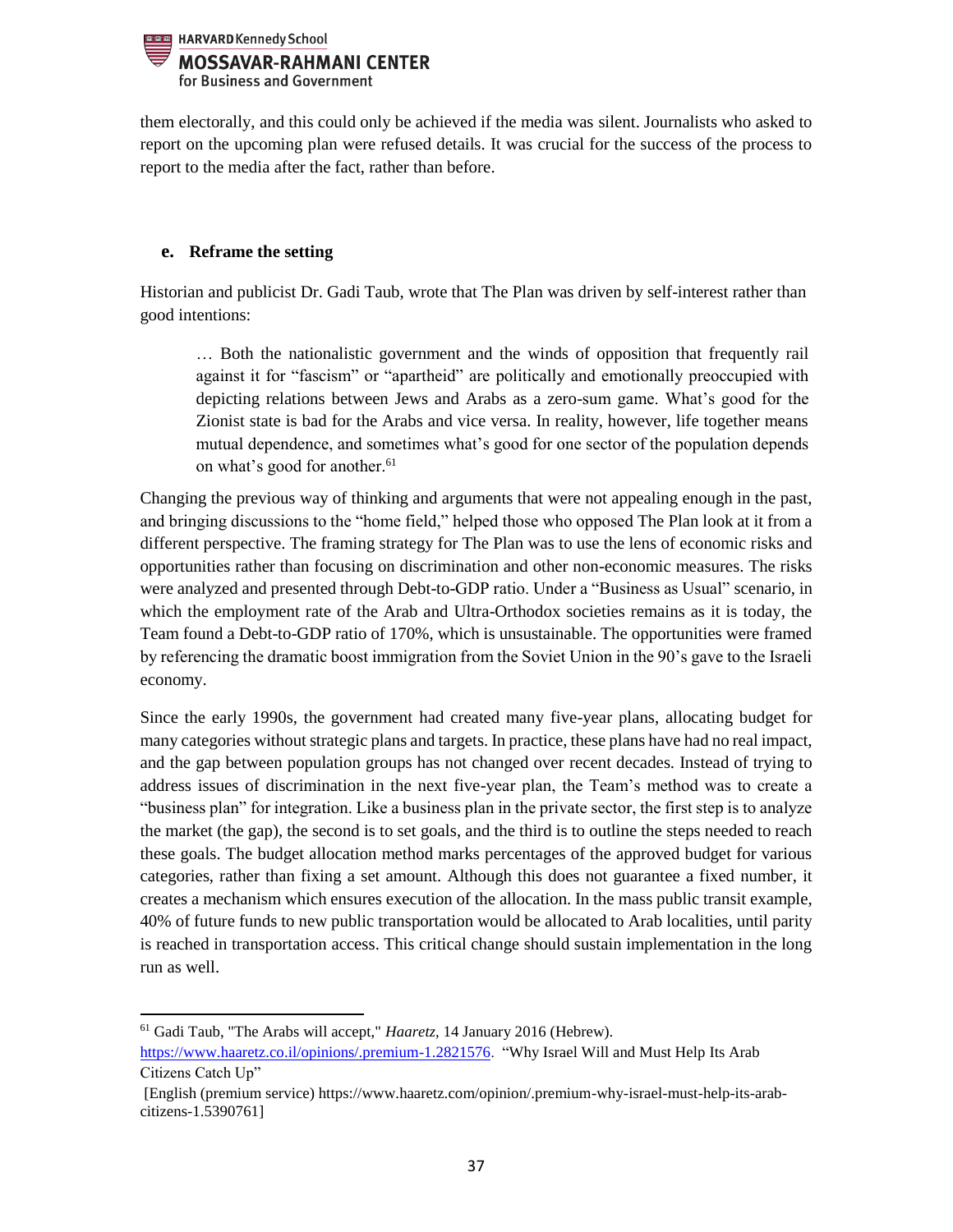them electorally, and this could only be achieved if the media was silent. Journalists who asked to report on the upcoming plan were refused details. It was crucial for the success of the process to report to the media after the fact, rather than before.

### e. Reframe the setting

Historian and publicist Dr. Gadi Taub, wrote that The Plan was driven by self-interest rather than good intentions:

> … Both the nationalistic government and the winds of opposition that frequently rail against it for "fascism" or "apartheid" are politically and emotionally preoccupied with depicting relations between Jews and Arabs as a zero-sum game. What's good for the Zionist state is bad for the Arabs and vice versa. In reality, however, life together means mutual dependence, and sometimes what's good for one sector of the population depends on what's good for another.[61]

Changing the previous way of thinking and arguments that were not appealing enough in the past, and bringing discussions to the "home field," helped those who opposed The Plan look at it from a different perspective. The framing strategy for The Plan was to use the lens of economic risks and opportunities rather than focusing on discrimination and other non-economic measures. The risks were analyzed and presented through Debt-to-GDP ratio. Under a "Business as Usual" scenario, in which the employment rate of the Arab and Ultra-Orthodox societies remains as it is today, the Team found a Debt-to-GDP ratio of 170%, which is unsustainable. The opportunities were framed by referencing the dramatic boost immigration from the Soviet Union in the 90's gave to the Israeli economy.

Since the early 1990s, the government had created many five-year plans, allocating budget for many categories without strategic plans and targets. In practice, these plans have had no real impact, and the gap between population groups has not changed over recent decades. Instead of trying to address issues of discrimination in the next five-year plan, the Team's method was to create a "business plan" for integration. Like a business plan in the private sector, the first step is to analyze the market (the gap), the second is to set goals, and the third is to outline the steps needed to reach these goals. The budget allocation method marks percentages of the approved budget for various categories, rather than fixing a set amount. Although this does not guarantee a fixed number, it creates a mechanism which ensures execution of the allocation. In the mass public transit example, 40% of future funds to new public transportation would be allocated to Arab localities, until parity is reached in transportation access. This critical change should sustain implementation in the long run as well.

---

[61] Gadi Taub, "The Arabs will accept," *Haaretz*, 14 January 2016 (Hebrew). https://www.haaretz.co.il/opinions/.premium-1.2821576. "Why Israel Will and Must Help Its Arab Citizens Catch Up"

[English (premium service) https://www.haaretz.com/opinion/.premium-why-israel-must-help-its-arab-citizens-1.5390761]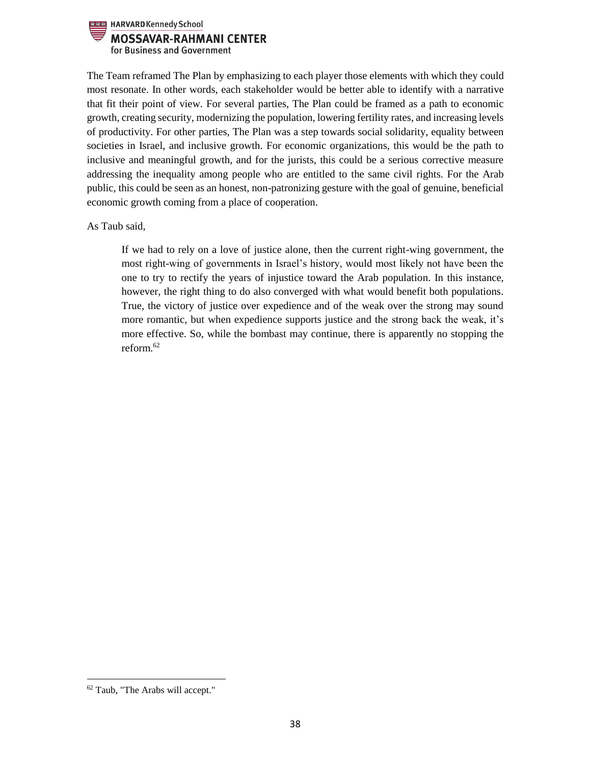The Team reframed The Plan by emphasizing to each player those elements with which they could most resonate. In other words, each stakeholder would be better able to identify with a narrative that fit their point of view. For several parties, The Plan could be framed as a path to economic growth, creating security, modernizing the population, lowering fertility rates, and increasing levels of productivity. For other parties, The Plan was a step towards social solidarity, equality between societies in Israel, and inclusive growth. For economic organizations, this would be the path to inclusive and meaningful growth, and for the jurists, this could be a serious corrective measure addressing the inequality among people who are entitled to the same civil rights. For the Arab public, this could be seen as an honest, non-patronizing gesture with the goal of genuine, beneficial economic growth coming from a place of cooperation.

As Taub said,

> If we had to rely on a love of justice alone, then the current right-wing government, the most right-wing of governments in Israel's history, would most likely not have been the one to try to rectify the years of injustice toward the Arab population. In this instance, however, the right thing to do also converged with what would benefit both populations. True, the victory of justice over expedience and of the weak over the strong may sound more romantic, but when expedience supports justice and the strong back the weak, it's more effective. So, while the bombast may continue, there is apparently no stopping the reform.[62]

[62] Taub, "The Arabs will accept."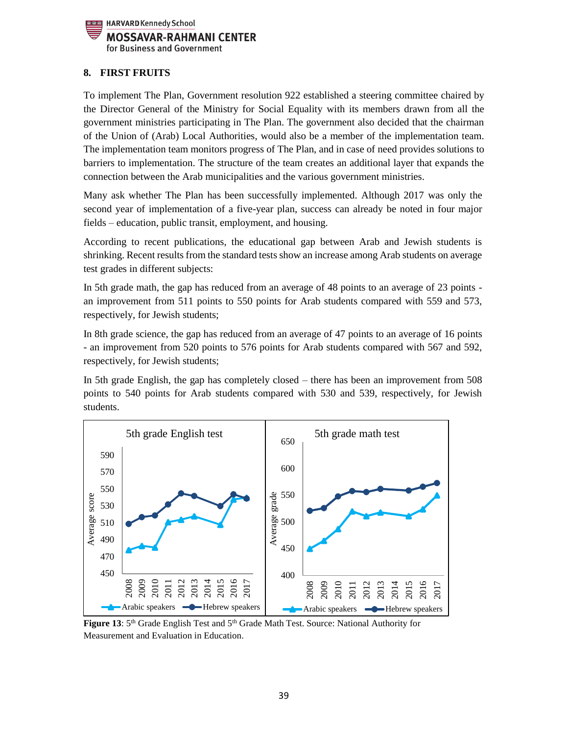## 8. FIRST FRUITS

To implement The Plan, Government resolution 922 established a steering committee chaired by the Director General of the Ministry for Social Equality with its members drawn from all the government ministries participating in The Plan. The government also decided that the chairman of the Union of (Arab) Local Authorities, would also be a member of the implementation team. The implementation team monitors progress of The Plan, and in case of need provides solutions to barriers to implementation. The structure of the team creates an additional layer that expands the connection between the Arab municipalities and the various government ministries.

Many ask whether The Plan has been successfully implemented. Although 2017 was only the second year of implementation of a five-year plan, success can already be noted in four major fields – education, public transit, employment, and housing.

According to recent publications, the educational gap between Arab and Jewish students is shrinking. Recent results from the standard tests show an increase among Arab students on average test grades in different subjects:

In 5th grade math, the gap has reduced from an average of 48 points to an average of 23 points - an improvement from 511 points to 550 points for Arab students compared with 559 and 573, respectively, for Jewish students;

In 8th grade science, the gap has reduced from an average of 47 points to an average of 16 points - an improvement from 520 points to 576 points for Arab students compared with 567 and 592, respectively, for Jewish students;

In 5th grade English, the gap has completely closed – there has been an improvement from 508 points to 540 points for Arab students compared with 530 and 539, respectively, for Jewish students.

**Figure 13**: 5th Grade English Test and 5th Grade Math Test. Source: National Authority for Measurement and Evaluation in Education.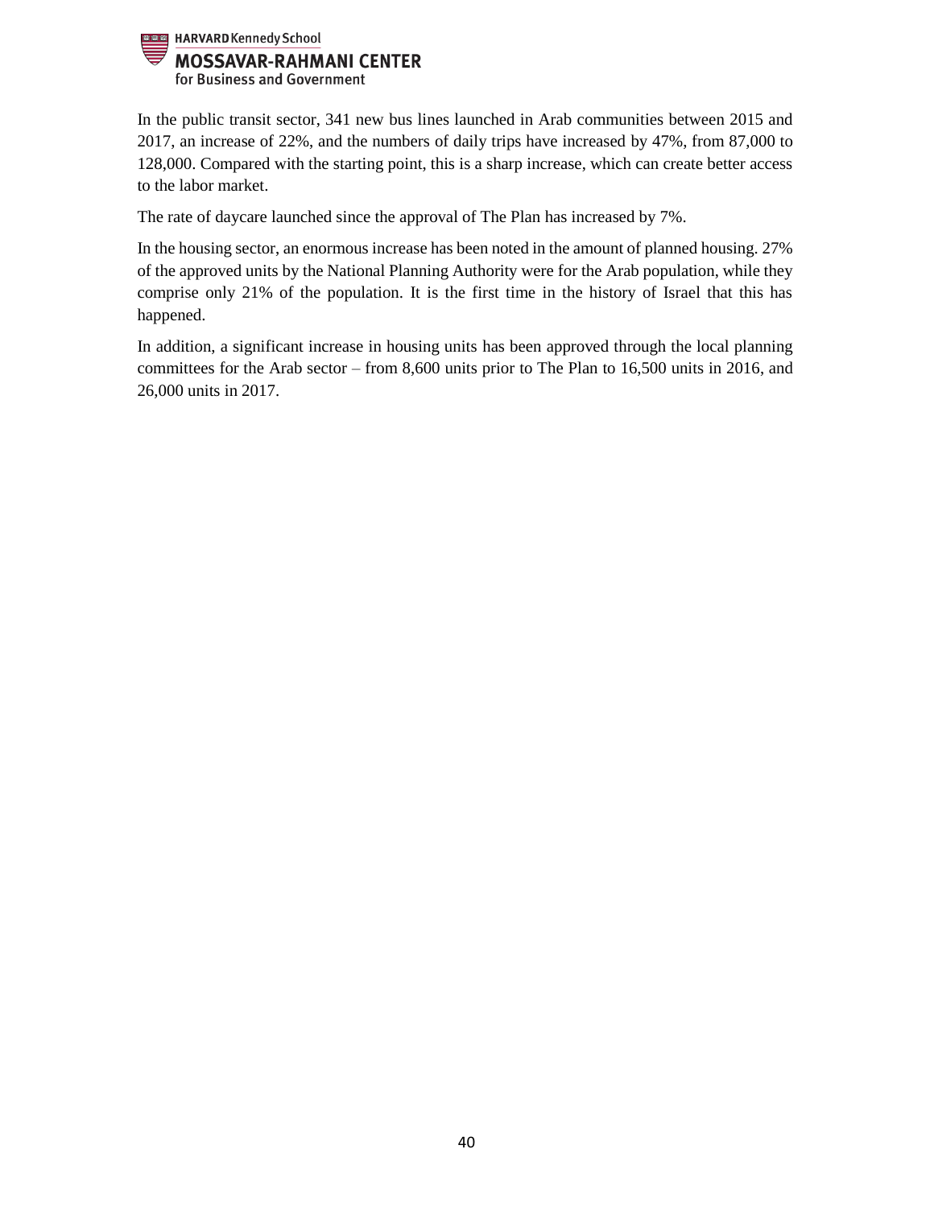In the public transit sector, 341 new bus lines launched in Arab communities between 2015 and 2017, an increase of 22%, and the numbers of daily trips have increased by 47%, from 87,000 to 128,000. Compared with the starting point, this is a sharp increase, which can create better access to the labor market.

The rate of daycare launched since the approval of The Plan has increased by 7%.

In the housing sector, an enormous increase has been noted in the amount of planned housing. 27% of the approved units by the National Planning Authority were for the Arab population, while they comprise only 21% of the population. It is the first time in the history of Israel that this has happened.

In addition, a significant increase in housing units has been approved through the local planning committees for the Arab sector – from 8,600 units prior to The Plan to 16,500 units in 2016, and 26,000 units in 2017.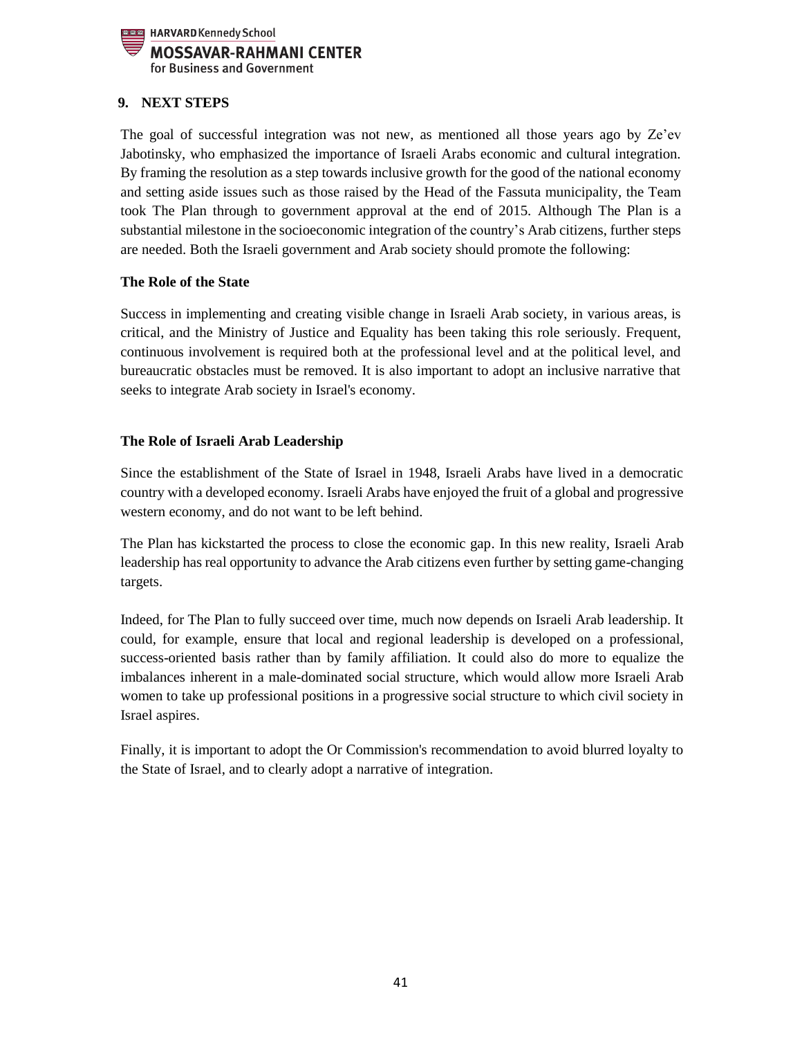## 9. NEXT STEPS

The goal of successful integration was not new, as mentioned all those years ago by Ze'ev Jabotinsky, who emphasized the importance of Israeli Arabs economic and cultural integration. By framing the resolution as a step towards inclusive growth for the good of the national economy and setting aside issues such as those raised by the Head of the Fassuta municipality, the Team took The Plan through to government approval at the end of 2015. Although The Plan is a substantial milestone in the socioeconomic integration of the country's Arab citizens, further steps are needed. Both the Israeli government and Arab society should promote the following:

### The Role of the State

Success in implementing and creating visible change in Israeli Arab society, in various areas, is critical, and the Ministry of Justice and Equality has been taking this role seriously. Frequent, continuous involvement is required both at the professional level and at the political level, and bureaucratic obstacles must be removed. It is also important to adopt an inclusive narrative that seeks to integrate Arab society in Israel's economy.

### The Role of Israeli Arab Leadership

Since the establishment of the State of Israel in 1948, Israeli Arabs have lived in a democratic country with a developed economy. Israeli Arabs have enjoyed the fruit of a global and progressive western economy, and do not want to be left behind.

The Plan has kickstarted the process to close the economic gap. In this new reality, Israeli Arab leadership has real opportunity to advance the Arab citizens even further by setting game-changing targets.

Indeed, for The Plan to fully succeed over time, much now depends on Israeli Arab leadership. It could, for example, ensure that local and regional leadership is developed on a professional, success-oriented basis rather than by family affiliation. It could also do more to equalize the imbalances inherent in a male-dominated social structure, which would allow more Israeli Arab women to take up professional positions in a progressive social structure to which civil society in Israel aspires.

Finally, it is important to adopt the Or Commission's recommendation to avoid blurred loyalty to the State of Israel, and to clearly adopt a narrative of integration.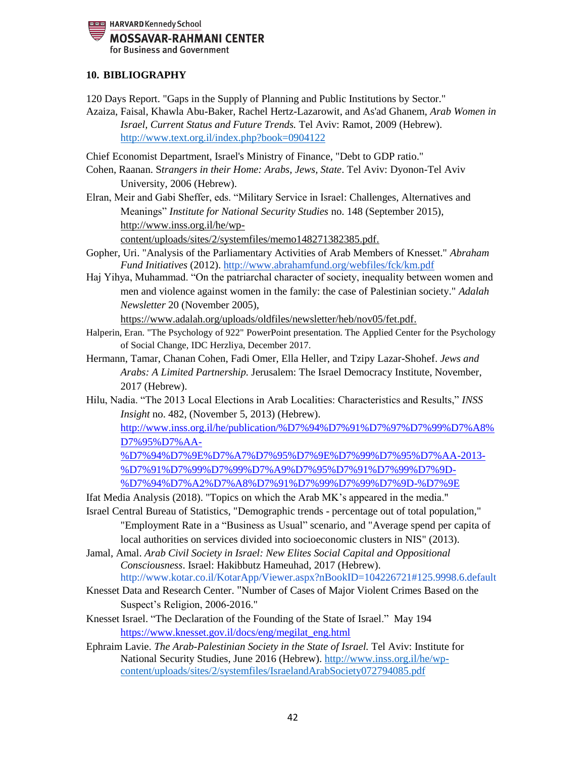## 10. BIBLIOGRAPHY

120 Days Report. "Gaps in the Supply of Planning and Public Institutions by Sector."

Azaiza, Faisal, Khawla Abu-Baker, Rachel Hertz-Lazarowit, and As'ad Ghanem, *Arab Women in Israel, Current Status and Future Trends.* Tel Aviv: Ramot, 2009 (Hebrew). http://www.text.org.il/index.php?book=0904122

Chief Economist Department, Israel's Ministry of Finance, "Debt to GDP ratio."

Cohen, Raanan. *Strangers in their Home: Arabs, Jews, State*. Tel Aviv: Dyonon-Tel Aviv University, 2006 (Hebrew).

Elran, Meir and Gabi Sheffer, eds. "Military Service in Israel: Challenges, Alternatives and Meanings" *Institute for National Security Studies* no. 148 (September 2015), http://www.inss.org.il/he/wp-content/uploads/sites/2/systemfiles/memo148271382385.pdf.

Gopher, Uri. "Analysis of the Parliamentary Activities of Arab Members of Knesset." *Abraham Fund Initiatives* (2012). http://www.abrahamfund.org/webfiles/fck/km.pdf

Haj Yihya, Muhammad. "On the patriarchal character of society, inequality between women and men and violence against women in the family: the case of Palestinian society." *Adalah Newsletter* 20 (November 2005), https://www.adalah.org/uploads/oldfiles/newsletter/heb/nov05/fet.pdf.

Halperin, Eran. "The Psychology of 922" PowerPoint presentation. The Applied Center for the Psychology of Social Change, IDC Herzliya, December 2017.

Hermann, Tamar, Chanan Cohen, Fadi Omer, Ella Heller, and Tzipy Lazar-Shohef. *Jews and Arabs: A Limited Partnership.* Jerusalem: The Israel Democracy Institute, November, 2017 (Hebrew).

Hilu, Nadia. "The 2013 Local Elections in Arab Localities: Characteristics and Results," *INSS Insight* no. 482, (November 5, 2013) (Hebrew). http://www.inss.org.il/he/publication/%D7%94%D7%91%D7%97%D7%99%D7%A8%D7%95%D7%AA-%D7%94%D7%9E%D7%A7%D7%95%D7%9E%D7%99%D7%95%D7%AA-2013-%D7%91%D7%99%D7%99%D7%A9%D7%95%D7%91%D7%99%D7%9D-%D7%94%D7%A2%D7%A8%D7%91%D7%99%D7%99%D7%9D-%D7%9E

Ifat Media Analysis (2018). "Topics on which the Arab MK's appeared in the media."

Israel Central Bureau of Statistics, "Demographic trends - percentage out of total population," "Employment Rate in a "Business as Usual" scenario, and "Average spend per capita of local authorities on services divided into socioeconomic clusters in NIS" (2013).

Jamal, Amal. *Arab Civil Society in Israel: New Elites Social Capital and Oppositional Consciousness*. Israel: Hakibbutz Hameuhad, 2017 (Hebrew). http://www.kotar.co.il/KotarApp/Viewer.aspx?nBookID=104226721#125.9998.6.default

Knesset Data and Research Center. "Number of Cases of Major Violent Crimes Based on the Suspect's Religion, 2006-2016."

Knesset Israel. "The Declaration of the Founding of the State of Israel." May 194 https://www.knesset.gov.il/docs/eng/megilat_eng.html

Ephraim Lavie. *The Arab-Palestinian Society in the State of Israel.* Tel Aviv: Institute for National Security Studies, June 2016 (Hebrew). http://www.inss.org.il/he/wp-content/uploads/sites/2/systemfiles/IsraelandArabSociety072794085.pdf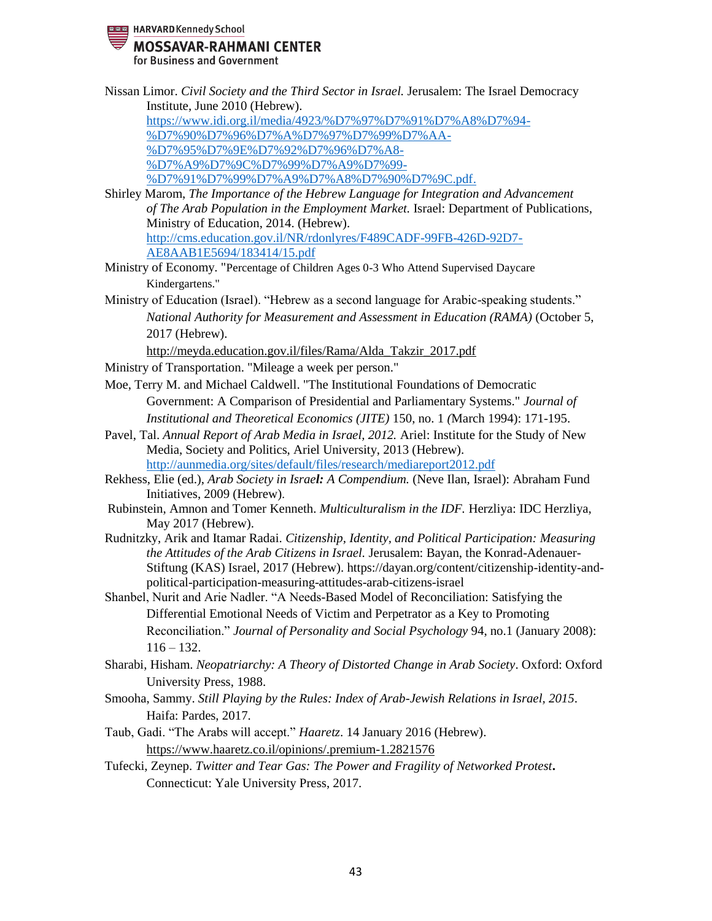Nissan Limor. *Civil Society and the Third Sector in Israel.* Jerusalem: The Israel Democracy Institute, June 2010 (Hebrew). https://www.idi.org.il/media/4923/%D7%97%D7%91%D7%A8%D7%94-%D7%90%D7%96%D7%A8%D7%97%D7%99%D7%AA-%D7%95%D7%9E%D7%92%D7%96%D7%A8-%D7%A9%D7%9C%D7%99%D7%A9%D7%99-%D7%91%D7%99%D7%A9%D7%A8%D7%90%D7%9C.pdf.

Shirley Marom, *The Importance of the Hebrew Language for Integration and Advancement of The Arab Population in the Employment Market.* Israel: Department of Publications, Ministry of Education, 2014. (Hebrew). http://cms.education.gov.il/NR/rdonlyres/F489CADF-99FB-426D-92D7-AE8AAB1E5694/183414/15.pdf

Ministry of Economy. "Percentage of Children Ages 0-3 Who Attend Supervised Daycare Kindergartens."

Ministry of Education (Israel). "Hebrew as a second language for Arabic-speaking students." *National Authority for Measurement and Assessment in Education (RAMA)* (October 5, 2017 (Hebrew). http://meyda.education.gov.il/files/Rama/Alda_Takzir_2017.pdf

Ministry of Transportation. "Mileage a week per person."

Moe, Terry M. and Michael Caldwell. "The Institutional Foundations of Democratic Government: A Comparison of Presidential and Parliamentary Systems." *Journal of Institutional and Theoretical Economics (JITE)* 150, no. 1 *(*March 1994): 171-195.

Pavel, Tal. *Annual Report of Arab Media in Israel, 2012.* Ariel: Institute for the Study of New Media, Society and Politics, Ariel University, 2013 (Hebrew). http://aunmedia.org/sites/default/files/research/mediareport2012.pdf

Rekhess, Elie (ed.), *Arab Society in Israel: A Compendium.* (Neve Ilan, Israel): Abraham Fund Initiatives, 2009 (Hebrew).

Rubinstein, Amnon and Tomer Kenneth. *Multiculturalism in the IDF.* Herzliya: IDC Herzliya, May 2017 (Hebrew).

Rudnitzky, Arik and Itamar Radai. *Citizenship, Identity, and Political Participation: Measuring the Attitudes of the Arab Citizens in Israel.* Jerusalem: Bayan, the Konrad-Adenauer-Stiftung (KAS) Israel, 2017 (Hebrew). https://dayan.org/content/citizenship-identity-and-political-participation-measuring-attitudes-arab-citizens-israel

Shanbel, Nurit and Arie Nadler. "A Needs-Based Model of Reconciliation: Satisfying the Differential Emotional Needs of Victim and Perpetrator as a Key to Promoting Reconciliation." *Journal of Personality and Social Psychology* 94, no.1 (January 2008): 116 – 132.

Sharabi, Hisham. *Neopatriarchy: A Theory of Distorted Change in Arab Society*. Oxford: Oxford University Press, 1988.

Smooha, Sammy. *Still Playing by the Rules: Index of Arab-Jewish Relations in Israel, 2015*. Haifa: Pardes, 2017.

Taub, Gadi. "The Arabs will accept." *Haaretz*. 14 January 2016 (Hebrew). https://www.haaretz.co.il/opinions/.premium-1.2821576

Tufecki, Zeynep. *Twitter and Tear Gas: The Power and Fragility of Networked Protest***.** Connecticut: Yale University Press, 2017.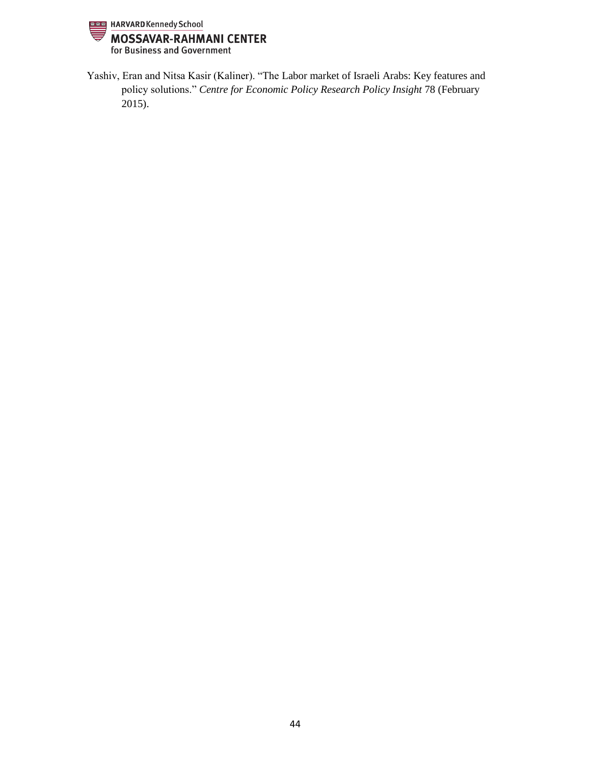Yashiv, Eran and Nitsa Kasir (Kaliner). "The Labor market of Israeli Arabs: Key features and policy solutions." *Centre for Economic Policy Research Policy Insight* 78 (February 2015).